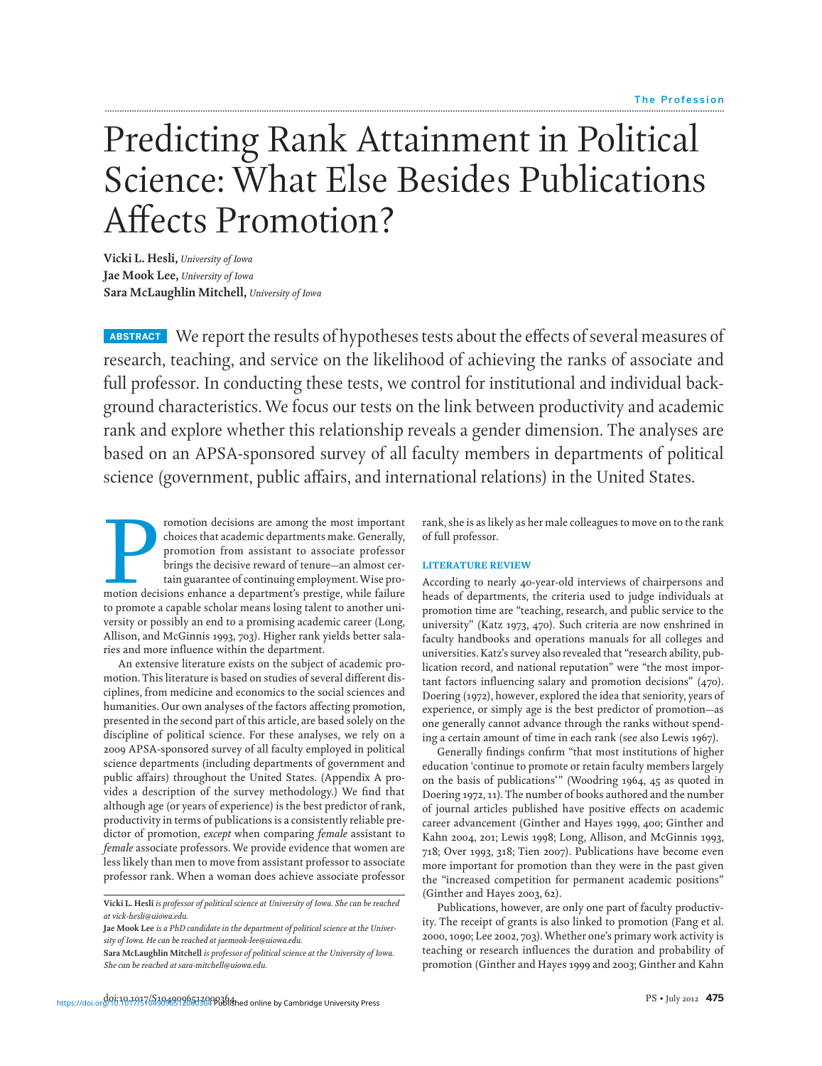# Predicting Rank Attainment in Political Science: What Else Besides Publications Affects Promotion?

**Vicki L. Hesli,** *University of Iowa*
**Jae Mook Lee,** *University of Iowa*
**Sara McLaughlin Mitchell,** *University of Iowa*

**ABSTRACT** We report the results of hypotheses tests about the effects of several measures of research, teaching, and service on the likelihood of achieving the ranks of associate and full professor. In conducting these tests, we control for institutional and individual background characteristics. We focus our tests on the link between productivity and academic rank and explore whether this relationship reveals a gender dimension. The analyses are based on an APSA-sponsored survey of all faculty members in departments of political science (government, public affairs, and international relations) in the United States.

Promotion decisions are among the most important choices that academic departments make. Generally, promotion from assistant to associate professor brings the decisive reward of tenure—an almost certain guarantee of continuing employment. Wise promotion decisions enhance a department's prestige, while failure to promote a capable scholar means losing talent to another university or possibly an end to a promising academic career (Long, Allison, and McGinnis 1993, 703). Higher rank yields better salaries and more influence within the department.

An extensive literature exists on the subject of academic promotion. This literature is based on studies of several different disciplines, from medicine and economics to the social sciences and humanities. Our own analyses of the factors affecting promotion, presented in the second part of this article, are based solely on the discipline of political science. For these analyses, we rely on a 2009 APSA-sponsored survey of all faculty employed in political science departments (including departments of government and public affairs) throughout the United States. (Appendix A provides a description of the survey methodology.) We find that although age (or years of experience) is the best predictor of rank, productivity in terms of publications is a consistently reliable predictor of promotion, *except* when comparing *female* assistant to *female* associate professors. We provide evidence that women are less likely than men to move from assistant professor to associate professor rank. When a woman does achieve associate professor rank, she is as likely as her male colleagues to move on to the rank of full professor.

**Vicki L. Hesli** *is professor of political science at University of Iowa. She can be reached at vick-hesli@uiowa.edu.*

**Jae Mook Lee** *is a PhD candidate in the department of political science at the University of Iowa. He can be reached at jaemook-lee@uiowa.edu.*

**Sara McLaughlin Mitchell** *is professor of political science at the University of Iowa. She can be reached at sara-mitchell@uiowa.edu.*

## LITERATURE REVIEW

According to nearly 40-year-old interviews of chairpersons and heads of departments, the criteria used to judge individuals at promotion time are "teaching, research, and public service to the university" (Katz 1973, 470). Such criteria are now enshrined in faculty handbooks and operations manuals for all colleges and universities. Katz's survey also revealed that "research ability, publication record, and national reputation" were "the most important factors influencing salary and promotion decisions" (470). Doering (1972), however, explored the idea that seniority, years of experience, or simply age is the best predictor of promotion—as one generally cannot advance through the ranks without spending a certain amount of time in each rank (see also Lewis 1967).

Generally findings confirm "that most institutions of higher education 'continue to promote or retain faculty members largely on the basis of publications'" (Woodring 1964, 45 as quoted in Doering 1972, 11). The number of books authored and the number of journal articles published have positive effects on academic career advancement (Ginther and Hayes 1999, 400; Ginther and Kahn 2004, 201; Lewis 1998; Long, Allison, and McGinnis 1993, 718; Over 1993, 318; Tien 2007). Publications have become even more important for promotion than they were in the past given the "increased competition for permanent academic positions" (Ginther and Hayes 2003, 62).

Publications, however, are only one part of faculty productivity. The receipt of grants is also linked to promotion (Fang et al. 2000, 1090; Lee 2002, 703). Whether one's primary work activity is teaching or research influences the duration and probability of promotion (Ginther and Hayes 1999 and 2003; Ginther and Kahn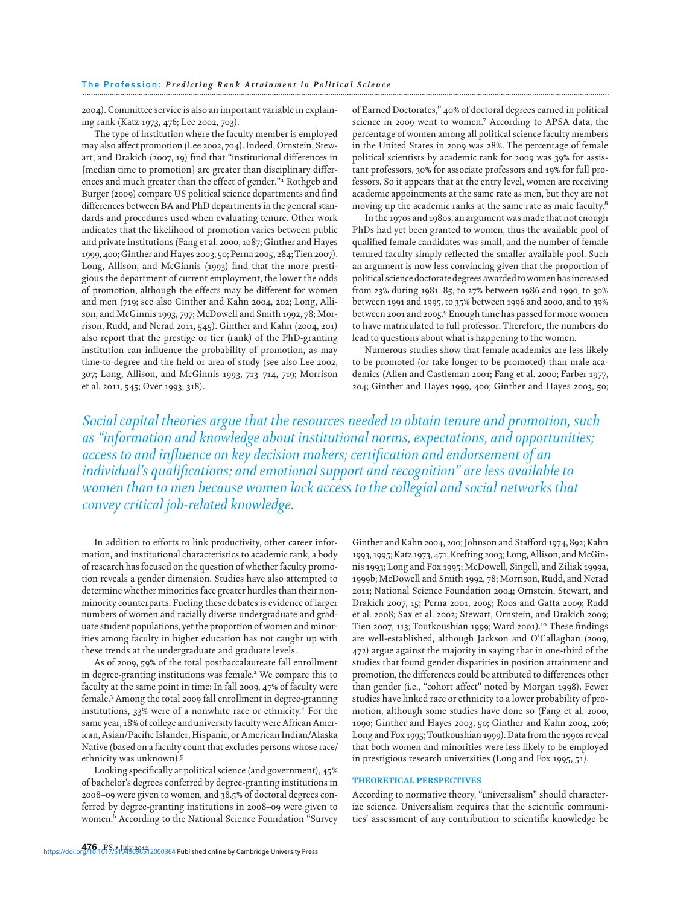2004). Committee service is also an important variable in explaining rank (Katz 1973, 476; Lee 2002, 703).

The type of institution where the faculty member is employed may also affect promotion (Lee 2002, 704). Indeed, Ornstein, Stewart, and Drakich (2007, 19) find that "institutional differences in [median time to promotion] are greater than disciplinary differences and much greater than the effect of gender."[1] Rothgeb and Burger (2009) compare US political science departments and find differences between BA and PhD departments in the general standards and procedures used when evaluating tenure. Other work indicates that the likelihood of promotion varies between public and private institutions (Fang et al. 2000, 1087; Ginther and Hayes 1999, 400; Ginther and Hayes 2003, 50; Perna 2005, 284; Tien 2007). Long, Allison, and McGinnis (1993) find that the more prestigious the department of current employment, the lower the odds of promotion, although the effects may be different for women and men (719; see also Ginther and Kahn 2004, 202; Long, Allison, and McGinnis 1993, 797; McDowell and Smith 1992, 78; Morrison, Rudd, and Nerad 2011, 545). Ginther and Kahn (2004, 201) also report that the prestige or tier (rank) of the PhD-granting institution can influence the probability of promotion, as may time-to-degree and the field or area of study (see also Lee 2002, 307; Long, Allison, and McGinnis 1993, 713–714, 719; Morrison et al. 2011, 545; Over 1993, 318).

of Earned Doctorates," 40% of doctoral degrees earned in political science in 2009 went to women.[7] According to APSA data, the percentage of women among all political science faculty members in the United States in 2009 was 28%. The percentage of female political scientists by academic rank for 2009 was 39% for assistant professors, 30% for associate professors and 19% for full professors. So it appears that at the entry level, women are receiving academic appointments at the same rate as men, but they are not moving up the academic ranks at the same rate as male faculty.[8]

In the 1970s and 1980s, an argument was made that not enough PhDs had yet been granted to women, thus the available pool of qualified female candidates was small, and the number of female tenured faculty simply reflected the smaller available pool. Such an argument is now less convincing given that the proportion of political science doctorate degrees awarded to women has increased from 23% during 1981–85, to 27% between 1986 and 1990, to 30% between 1991 and 1995, to 35% between 1996 and 2000, and to 39% between 2001 and 2005.[9] Enough time has passed for more women to have matriculated to full professor. Therefore, the numbers do lead to questions about what is happening to the women.

Numerous studies show that female academics are less likely to be promoted (or take longer to be promoted) than male academics (Allen and Castleman 2001; Fang et al. 2000; Farber 1977, 204; Ginther and Hayes 1999, 400; Ginther and Hayes 2003, 50; Ginther and Kahn 2004, 200; Johnson and Stafford 1974, 892; Kahn 1993, 1995; Katz 1973, 471; Krefting 2003; Long, Allison, and McGinnis 1993; Long and Fox 1995; McDowell, Singell, and Ziliak 1999a, 1999b; McDowell and Smith 1992, 78; Morrison, Rudd, and Nerad 2011; National Science Foundation 2004; Ornstein, Stewart, and Drakich 2007, 15; Perna 2001, 2005; Roos and Gatta 2009; Rudd et al. 2008; Sax et al. 2002; Stewart, Ornstein, and Drakich 2009; Tien 2007, 113; Toutkoushian 1999; Ward 2001).[10] These findings are well-established, although Jackson and O'Callaghan (2009, 472) argue against the majority in saying that in one-third of the studies that found gender disparities in position attainment and promotion, the differences could be attributed to differences other than gender (i.e., "cohort affect" noted by Morgan 1998). Fewer studies have linked race or ethnicity to a lower probability of promotion, although some studies have done so (Fang et al. 2000, 1090; Ginther and Hayes 2003, 50; Ginther and Kahn 2004, 206; Long and Fox 1995; Toutkoushian 1999). Data from the 1990s reveal that both women and minorities were less likely to be employed in prestigious research universities (Long and Fox 1995, 51).

*Social capital theories argue that the resources needed to obtain tenure and promotion, such as "information and knowledge about institutional norms, expectations, and opportunities; access to and influence on key decision makers; certification and endorsement of an individual's qualifications; and emotional support and recognition" are less available to women than to men because women lack access to the collegial and social networks that convey critical job-related knowledge.*

In addition to efforts to link productivity, other career information, and institutional characteristics to academic rank, a body of research has focused on the question of whether faculty promotion reveals a gender dimension. Studies have also attempted to determine whether minorities face greater hurdles than their nonminority counterparts. Fueling these debates is evidence of larger numbers of women and racially diverse undergraduate and graduate student populations, yet the proportion of women and minorities among faculty in higher education has not caught up with these trends at the undergraduate and graduate levels.

As of 2009, 59% of the total postbaccalaureate fall enrollment in degree-granting institutions was female.[2] We compare this to faculty at the same point in time: In fall 2009, 47% of faculty were female.[3] Among the total 2009 fall enrollment in degree-granting institutions, 33% were of a nonwhite race or ethnicity.[4] For the same year, 18% of college and university faculty were African American, Asian/Pacific Islander, Hispanic, or American Indian/Alaska Native (based on a faculty count that excludes persons whose race/ethnicity was unknown).[5]

Looking specifically at political science (and government), 45% of bachelor's degrees conferred by degree-granting institutions in 2008–09 were given to women, and 38.5% of doctoral degrees conferred by degree-granting institutions in 2008–09 were given to women.[6] According to the National Science Foundation "Survey

## THEORETICAL PERSPECTIVES

According to normative theory, "universalism" should characterize science. Universalism requires that the scientific communities' assessment of any contribution to scientific knowledge be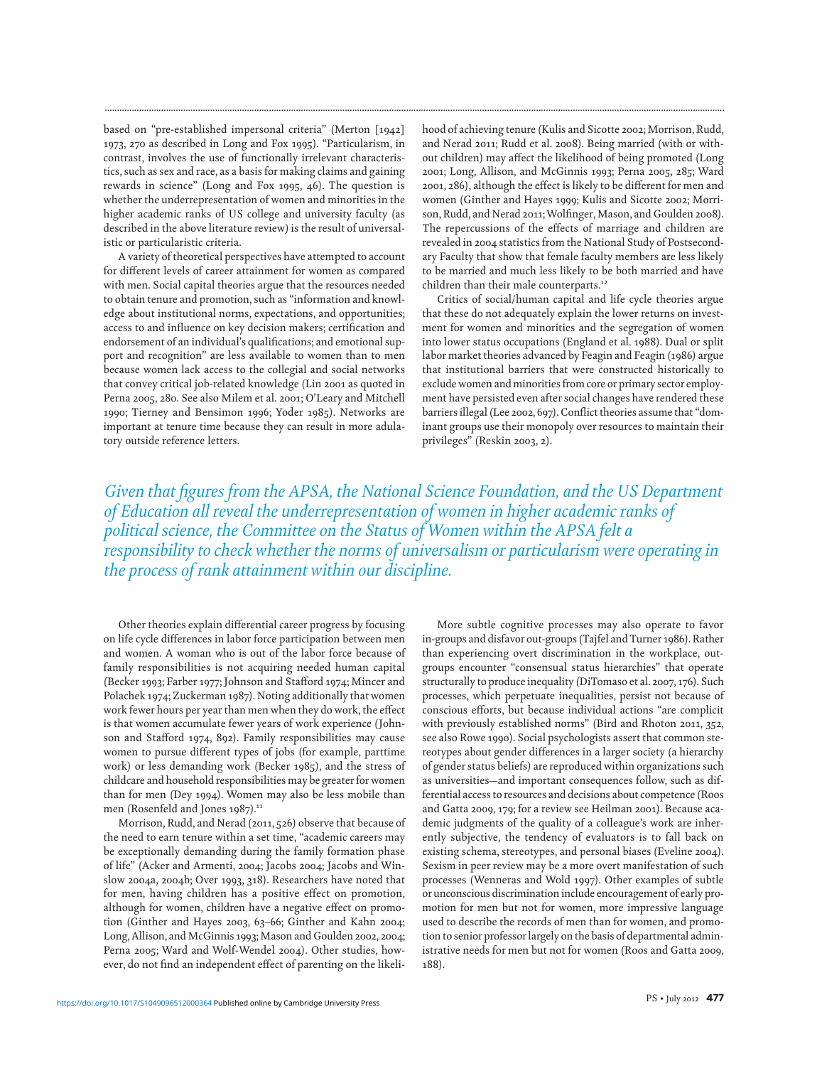based on "pre-established impersonal criteria" (Merton [1942] 1973, 270 as described in Long and Fox 1995). "Particularism, in contrast, involves the use of functionally irrelevant characteristics, such as sex and race, as a basis for making claims and gaining rewards in science" (Long and Fox 1995, 46). The question is whether the underrepresentation of women and minorities in the higher academic ranks of US college and university faculty (as described in the above literature review) is the result of universalistic or particularistic criteria.

A variety of theoretical perspectives have attempted to account for different levels of career attainment for women as compared with men. Social capital theories argue that the resources needed to obtain tenure and promotion, such as "information and knowledge about institutional norms, expectations, and opportunities; access to and influence on key decision makers; certification and endorsement of an individual's qualifications; and emotional support and recognition" are less available to women than to men because women lack access to the collegial and social networks that convey critical job-related knowledge (Lin 2001 as quoted in Perna 2005, 280. See also Milem et al. 2001; O'Leary and Mitchell 1990; Tierney and Bensimon 1996; Yoder 1985). Networks are important at tenure time because they can result in more adulatory outside reference letters.

hood of achieving tenure (Kulis and Sicotte 2002; Morrison, Rudd, and Nerad 2011; Rudd et al. 2008). Being married (with or without children) may affect the likelihood of being promoted (Long 2001; Long, Allison, and McGinnis 1993; Perna 2005, 285; Ward 2001, 286), although the effect is likely to be different for men and women (Ginther and Hayes 1999; Kulis and Sicotte 2002; Morrison, Rudd, and Nerad 2011; Wolfinger, Mason, and Goulden 2008). The repercussions of the effects of marriage and children are revealed in 2004 statistics from the National Study of Postsecondary Faculty that show that female faculty members are less likely to be married and much less likely to be both married and have children than their male counterparts.[12]

Critics of social/human capital and life cycle theories argue that these do not adequately explain the lower returns on investment for women and minorities and the segregation of women into lower status occupations (England et al. 1988). Dual or split labor market theories advanced by Feagin and Feagin (1986) argue that institutional barriers that were constructed historically to exclude women and minorities from core or primary sector employment have persisted even after social changes have rendered these barriers illegal (Lee 2002, 697). Conflict theories assume that "dominant groups use their monopoly over resources to maintain their privileges" (Reskin 2003, 2).

*Given that figures from the APSA, the National Science Foundation, and the US Department of Education all reveal the underrepresentation of women in higher academic ranks of political science, the Committee on the Status of Women within the APSA felt a responsibility to check whether the norms of universalism or particularism were operating in the process of rank attainment within our discipline.*

Other theories explain differential career progress by focusing on life cycle differences in labor force participation between men and women. A woman who is out of the labor force because of family responsibilities is not acquiring needed human capital (Becker 1993; Farber 1977; Johnson and Stafford 1974; Mincer and Polachek 1974; Zuckerman 1987). Noting additionally that women work fewer hours per year than men when they do work, the effect is that women accumulate fewer years of work experience (Johnson and Stafford 1974, 892). Family responsibilities may cause women to pursue different types of jobs (for example, parttime work) or less demanding work (Becker 1985), and the stress of childcare and household responsibilities may be greater for women than for men (Dey 1994). Women may also be less mobile than men (Rosenfeld and Jones 1987).[11]

Morrison, Rudd, and Nerad (2011, 526) observe that because of the need to earn tenure within a set time, "academic careers may be exceptionally demanding during the family formation phase of life" (Acker and Armenti, 2004; Jacobs 2004; Jacobs and Winslow 2004a, 2004b; Over 1993, 318). Researchers have noted that for men, having children has a positive effect on promotion, although for women, children have a negative effect on promotion (Ginther and Hayes 2003, 63–66; Ginther and Kahn 2004; Long, Allison, and McGinnis 1993; Mason and Goulden 2002, 2004; Perna 2005; Ward and Wolf-Wendel 2004). Other studies, however, do not find an independent effect of parenting on the likeli-

More subtle cognitive processes may also operate to favor in-groups and disfavor out-groups (Tajfel and Turner 1986). Rather than experiencing overt discrimination in the workplace, out-groups encounter "consensual status hierarchies" that operate structurally to produce inequality (DiTomaso et al. 2007, 176). Such processes, which perpetuate inequalities, persist not because of conscious efforts, but because individual actions "are complicit with previously established norms" (Bird and Rhoton 2011, 352, see also Rowe 1990). Social psychologists assert that common stereotypes about gender differences in a larger society (a hierarchy of gender status beliefs) are reproduced within organizations such as universities—and important consequences follow, such as differential access to resources and decisions about competence (Roos and Gatta 2009, 179; for a review see Heilman 2001). Because academic judgments of the quality of a colleague's work are inherently subjective, the tendency of evaluators is to fall back on existing schema, stereotypes, and personal biases (Eveline 2004). Sexism in peer review may be a more overt manifestation of such processes (Wenneras and Wold 1997). Other examples of subtle or unconscious discrimination include encouragement of early promotion for men but not for women, more impressive language used to describe the records of men than for women, and promotion to senior professor largely on the basis of departmental administrative needs for men but not for women (Roos and Gatta 2009, 188).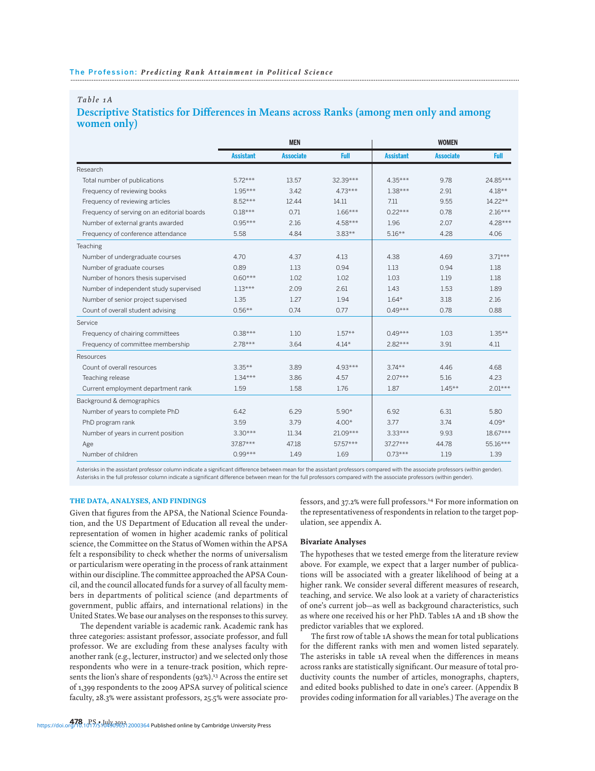*Table 1A*

## Descriptive Statistics for Differences in Means across Ranks (among men only and among women only)

| | MEN | | | WOMEN | | |
|---|---|---|---|---|---|---|
| | Assistant | Associate | Full | Assistant | Associate | Full |
| **Research** | | | | | | |
| Total number of publications | 5.72*** | 13.57 | 32.39*** | 4.35*** | 9.78 | 24.85*** |
| Frequency of reviewing books | 1.95*** | 3.42 | 4.73*** | 1.38*** | 2.91 | 4.18** |
| Frequency of reviewing articles | 8.52*** | 12.44 | 14.11 | 7.11 | 9.55 | 14.22** |
| Frequency of serving on an editorial boards | 0.18*** | 0.71 | 1.66*** | 0.22*** | 0.78 | 2.16*** |
| Number of external grants awarded | 0.95*** | 2.16 | 4.58*** | 1.96 | 2.07 | 4.28*** |
| Frequency of conference attendance | 5.58 | 4.84 | 3.83** | 5.16** | 4.28 | 4.06 |
| **Teaching** | | | | | | |
| Number of undergraduate courses | 4.70 | 4.37 | 4.13 | 4.38 | 4.69 | 3.71*** |
| Number of graduate courses | 0.89 | 1.13 | 0.94 | 1.13 | 0.94 | 1.18 |
| Number of honors thesis supervised | 0.60*** | 1.02 | 1.02 | 1.03 | 1.19 | 1.18 |
| Number of independent study supervised | 1.13*** | 2.09 | 2.61 | 1.43 | 1.53 | 1.89 |
| Number of senior project supervised | 1.35 | 1.27 | 1.94 | 1.64* | 3.18 | 2.16 |
| Count of overall student advising | 0.56** | 0.74 | 0.77 | 0.49*** | 0.78 | 0.88 |
| **Service** | | | | | | |
| Frequency of chairing committees | 0.38*** | 1.10 | 1.57** | 0.49*** | 1.03 | 1.35** |
| Frequency of committee membership | 2.78*** | 3.64 | 4.14* | 2.82*** | 3.91 | 4.11 |
| **Resources** | | | | | | |
| Count of overall resources | 3.35** | 3.89 | 4.93*** | 3.74** | 4.46 | 4.68 |
| Teaching release | 1.34*** | 3.86 | 4.57 | 2.07*** | 5.16 | 4.23 |
| Current employment department rank | 1.59 | 1.58 | 1.76 | 1.87 | 1.45** | 2.01*** |
| **Background & demographics** | | | | | | |
| Number of years to complete PhD | 6.42 | 6.29 | 5.90* | 6.92 | 6.31 | 5.80 |
| PhD program rank | 3.59 | 3.79 | 4.00* | 3.77 | 3.74 | 4.09* |
| Number of years in current position | 3.30*** | 11.34 | 21.09*** | 3.33*** | 9.93 | 18.67*** |
| Age | 37.87*** | 47.18 | 57.57*** | 37.27*** | 44.78 | 55.16*** |
| Number of children | 0.99*** | 1.49 | 1.69 | 0.73*** | 1.19 | 1.39 |

Asterisks in the assistant professor column indicate a significant difference between mean for the assistant professors compared with the associate professors (within gender). Asterisks in the full professor column indicate a significant difference between mean for the full professors compared with the associate professors (within gender).

### THE DATA, ANALYSES, AND FINDINGS

Given that figures from the APSA, the National Science Foundation, and the US Department of Education all reveal the underrepresentation of women in higher academic ranks of political science, the Committee on the Status of Women within the APSA felt a responsibility to check whether the norms of universalism or particularism were operating in the process of rank attainment within our discipline. The committee approached the APSA Council, and the council allocated funds for a survey of all faculty members in departments of political science (and departments of government, public affairs, and international relations) in the United States. We base our analyses on the responses to this survey.

The dependent variable is academic rank. Academic rank has three categories: assistant professor, associate professor, and full professor. We are excluding from these analyses faculty with another rank (e.g., lecturer, instructor) and we selected only those respondents who were in a tenure-track position, which represents the lion's share of respondents (92%).[13] Across the entire set of 1,399 respondents to the 2009 APSA survey of political science faculty, 28.3% were assistant professors, 25.5% were associate professors, and 37.2% were full professors.[14] For more information on the representativeness of respondents in relation to the target population, see appendix A.

### Bivariate Analyses

The hypotheses that we tested emerge from the literature review above. For example, we expect that a larger number of publications will be associated with a greater likelihood of being at a higher rank. We consider several different measures of research, teaching, and service. We also look at a variety of characteristics of one's current job—as well as background characteristics, such as where one received his or her PhD. Tables 1A and 1B show the predictor variables that we explored.

The first row of table 1A shows the mean for total publications for the different ranks with men and women listed separately. The asterisks in table 1A reveal when the differences in means across ranks are statistically significant. Our measure of total productivity counts the number of articles, monographs, chapters, and edited books published to date in one's career. (Appendix B provides coding information for all variables.) The average on the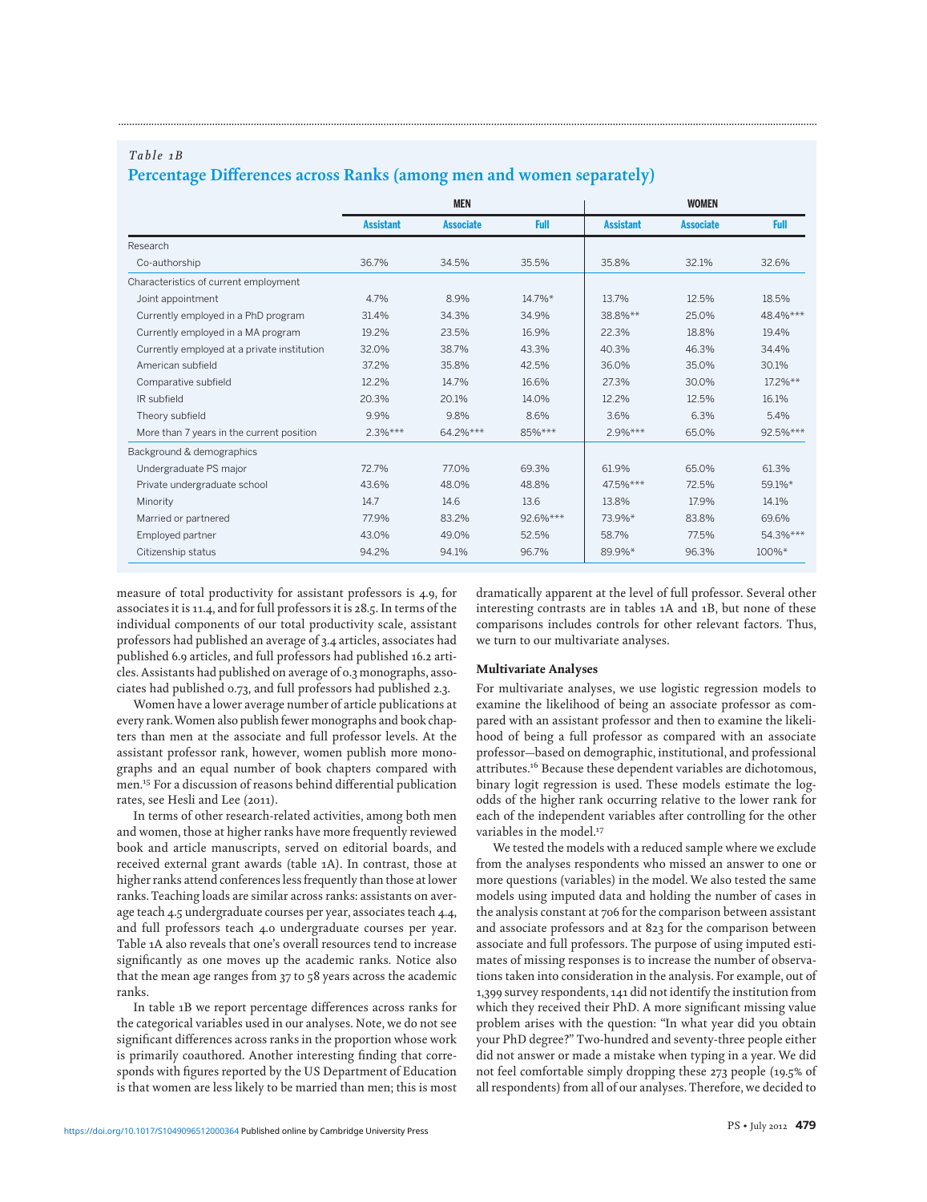*Table 1B*

## Percentage Differences across Ranks (among men and women separately)

| | MEN | | | WOMEN | | |
|---|---|---|---|---|---|---|
| | Assistant | Associate | Full | Assistant | Associate | Full |
| Research | | | | | | |
| Co-authorship | 36.7% | 34.5% | 35.5% | 35.8% | 32.1% | 32.6% |
| Characteristics of current employment | | | | | | |
| Joint appointment | 4.7% | 8.9% | 14.7%* | 13.7% | 12.5% | 18.5% |
| Currently employed in a PhD program | 31.4% | 34.3% | 34.9% | 38.8%** | 25.0% | 48.4%*** |
| Currently employed in a MA program | 19.2% | 23.5% | 16.9% | 22.3% | 18.8% | 19.4% |
| Currently employed at a private institution | 32.0% | 38.7% | 43.3% | 40.3% | 46.3% | 34.4% |
| American subfield | 37.2% | 35.8% | 42.5% | 36.0% | 35.0% | 30.1% |
| Comparative subfield | 12.2% | 14.7% | 16.6% | 27.3% | 30.0% | 17.2%** |
| IR subfield | 20.3% | 20.1% | 14.0% | 12.2% | 12.5% | 16.1% |
| Theory subfield | 9.9% | 9.8% | 8.6% | 3.6% | 6.3% | 5.4% |
| More than 7 years in the current position | 2.3%*** | 64.2%*** | 85%*** | 2.9%*** | 65.0% | 92.5%*** |
| Background & demographics | | | | | | |
| Undergraduate PS major | 72.7% | 77.0% | 69.3% | 61.9% | 65.0% | 61.3% |
| Private undergraduate school | 43.6% | 48.0% | 48.8% | 47.5%*** | 72.5% | 59.1%* |
| Minority | 14.7 | 14.6 | 13.6 | 13.8% | 17.9% | 14.1% |
| Married or partnered | 77.9% | 83.2% | 92.6%*** | 73.9%* | 83.8% | 69.6% |
| Employed partner | 43.0% | 49.0% | 52.5% | 58.7% | 77.5% | 54.3%*** |
| Citizenship status | 94.2% | 94.1% | 96.7% | 89.9%* | 96.3% | 100%* |

measure of total productivity for assistant professors is 4.9, for associates it is 11.4, and for full professors it is 28.5. In terms of the individual components of our total productivity scale, assistant professors had published an average of 3.4 articles, associates had published 6.9 articles, and full professors had published 16.2 articles. Assistants had published on average of 0.3 monographs, associates had published 0.73, and full professors had published 2.3.

Women have a lower average number of article publications at every rank. Women also publish fewer monographs and book chapters than men at the associate and full professor levels. At the assistant professor rank, however, women publish more monographs and an equal number of book chapters compared with men.[15] For a discussion of reasons behind differential publication rates, see Hesli and Lee (2011).

In terms of other research-related activities, among both men and women, those at higher ranks have more frequently reviewed book and article manuscripts, served on editorial boards, and received external grant awards (table 1A). In contrast, those at higher ranks attend conferences less frequently than those at lower ranks. Teaching loads are similar across ranks: assistants on average teach 4.5 undergraduate courses per year, associates teach 4.4, and full professors teach 4.0 undergraduate courses per year. Table 1A also reveals that one's overall resources tend to increase significantly as one moves up the academic ranks. Notice also that the mean age ranges from 37 to 58 years across the academic ranks.

In table 1B we report percentage differences across ranks for the categorical variables used in our analyses. Note, we do not see significant differences across ranks in the proportion whose work is primarily coauthored. Another interesting finding that corresponds with figures reported by the US Department of Education is that women are less likely to be married than men; this is most dramatically apparent at the level of full professor. Several other interesting contrasts are in tables 1A and 1B, but none of these comparisons includes controls for other relevant factors. Thus, we turn to our multivariate analyses.

### Multivariate Analyses

For multivariate analyses, we use logistic regression models to examine the likelihood of being an associate professor as compared with an assistant professor and then to examine the likelihood of being a full professor as compared with an associate professor—based on demographic, institutional, and professional attributes.[16] Because these dependent variables are dichotomous, binary logit regression is used. These models estimate the log-odds of the higher rank occurring relative to the lower rank for each of the independent variables after controlling for the other variables in the model.[17]

We tested the models with a reduced sample where we exclude from the analyses respondents who missed an answer to one or more questions (variables) in the model. We also tested the same models using imputed data and holding the number of cases in the analysis constant at 706 for the comparison between assistant and associate professors and at 823 for the comparison between associate and full professors. The purpose of using imputed estimates of missing responses is to increase the number of observations taken into consideration in the analysis. For example, out of 1,399 survey respondents, 141 did not identify the institution from which they received their PhD. A more significant missing value problem arises with the question: "In what year did you obtain your PhD degree?" Two-hundred and seventy-three people either did not answer or made a mistake when typing in a year. We did not feel comfortable simply dropping these 273 people (19.5% of all respondents) from all of our analyses. Therefore, we decided to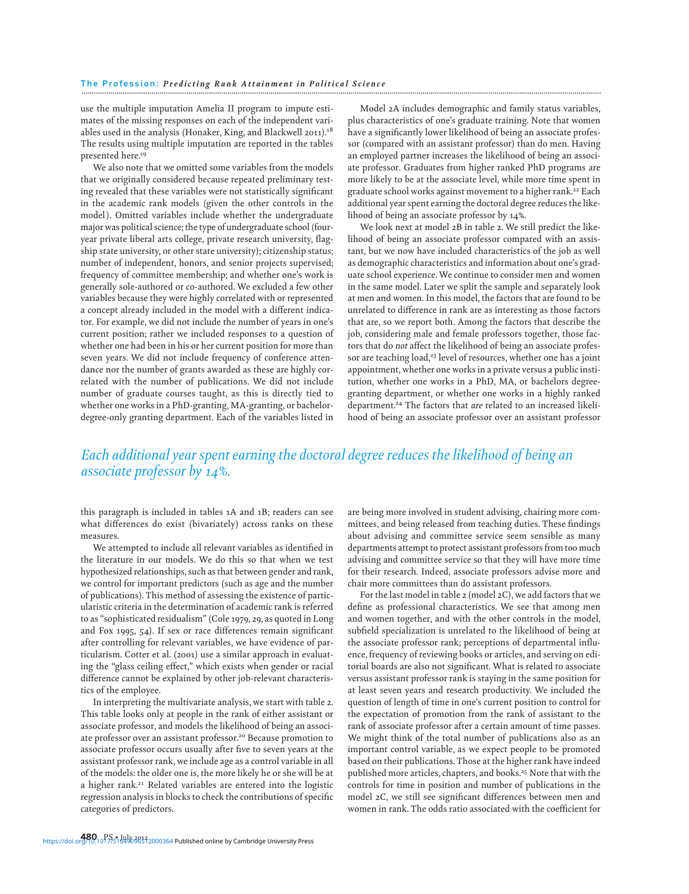use the multiple imputation Amelia II program to impute estimates of the missing responses on each of the independent variables used in the analysis (Honaker, King, and Blackwell 2011).[18] The results using multiple imputation are reported in the tables presented here.[19]

We also note that we omitted some variables from the models that we originally considered because repeated preliminary testing revealed that these variables were not statistically significant in the academic rank models (given the other controls in the model). Omitted variables include whether the undergraduate major was political science; the type of undergraduate school (four-year private liberal arts college, private research university, flagship state university, or other state university); citizenship status; number of independent, honors, and senior projects supervised; frequency of committee membership; and whether one's work is generally sole-authored or co-authored. We excluded a few other variables because they were highly correlated with or represented a concept already included in the model with a different indicator. For example, we did not include the number of years in one's current position; rather we included responses to a question of whether one had been in his or her current position for more than seven years. We did not include frequency of conference attendance nor the number of grants awarded as these are highly correlated with the number of publications. We did not include number of graduate courses taught, as this is directly tied to whether one works in a PhD-granting, MA-granting, or bachelor-degree-only granting department. Each of the variables listed in this paragraph is included in tables 1A and 1B; readers can see what differences do exist (bivariately) across ranks on these measures.

We attempted to include all relevant variables as identified in the literature in our models. We do this so that when we test hypothesized relationships, such as that between gender and rank, we control for important predictors (such as age and the number of publications). This method of assessing the existence of particularistic criteria in the determination of academic rank is referred to as "sophisticated residualism" (Cole 1979, 29, as quoted in Long and Fox 1995, 54). If sex or race differences remain significant after controlling for relevant variables, we have evidence of particularism. Cotter et al. (2001) use a similar approach in evaluating the "glass ceiling effect," which exists when gender or racial difference cannot be explained by other job-relevant characteristics of the employee.

In interpreting the multivariate analysis, we start with table 2. This table looks only at people in the rank of either assistant or associate professor, and models the likelihood of being an associate professor over an assistant professor.[20] Because promotion to associate professor occurs usually after five to seven years at the assistant professor rank, we include age as a control variable in all of the models: the older one is, the more likely he or she will be at a higher rank.[21] Related variables are entered into the logistic regression analysis in blocks to check the contributions of specific categories of predictors.

Model 2A includes demographic and family status variables, plus characteristics of one's graduate training. Note that women have a significantly lower likelihood of being an associate professor (compared with an assistant professor) than do men. Having an employed partner increases the likelihood of being an associate professor. Graduates from higher ranked PhD programs are more likely to be at the associate level, while more time spent in graduate school works against movement to a higher rank.[22] Each additional year spent earning the doctoral degree reduces the likelihood of being an associate professor by 14%.

We look next at model 2B in table 2. We still predict the likelihood of being an associate professor compared with an assistant, but we now have included characteristics of the job as well as demographic characteristics and information about one's graduate school experience. We continue to consider men and women in the same model. Later we split the sample and separately look at men and women. In this model, the factors that are found to be unrelated to difference in rank are as interesting as those factors that are, so we report both. Among the factors that describe the job, considering male and female professors together, those factors that do *not* affect the likelihood of being an associate professor are teaching load,[23] level of resources, whether one has a joint appointment, whether one works in a private versus a public institution, whether one works in a PhD, MA, or bachelors degree-granting department, or whether one works in a highly ranked department.[24] The factors that *are* related to an increased likelihood of being an associate professor over an assistant professor are being more involved in student advising, chairing more committees, and being released from teaching duties. These findings about advising and committee service seem sensible as many departments attempt to protect assistant professors from too much advising and committee service so that they will have more time for their research. Indeed, associate professors advise more and chair more committees than do assistant professors.

*Each additional year spent earning the doctoral degree reduces the likelihood of being an associate professor by 14%.*

For the last model in table 2 (model 2C), we add factors that we define as professional characteristics. We see that among men and women together, and with the other controls in the model, subfield specialization is unrelated to the likelihood of being at the associate professor rank; perceptions of departmental influence, frequency of reviewing books or articles, and serving on editorial boards are also not significant. What is related to associate versus assistant professor rank is staying in the same position for at least seven years and research productivity. We included the question of length of time in one's current position to control for the expectation of promotion from the rank of assistant to the rank of associate professor after a certain amount of time passes. We might think of the total number of publications also as an important control variable, as we expect people to be promoted based on their publications. Those at the higher rank have indeed published more articles, chapters, and books.[25] Note that with the controls for time in position and number of publications in the model 2C, we still see significant differences between men and women in rank. The odds ratio associated with the coefficient for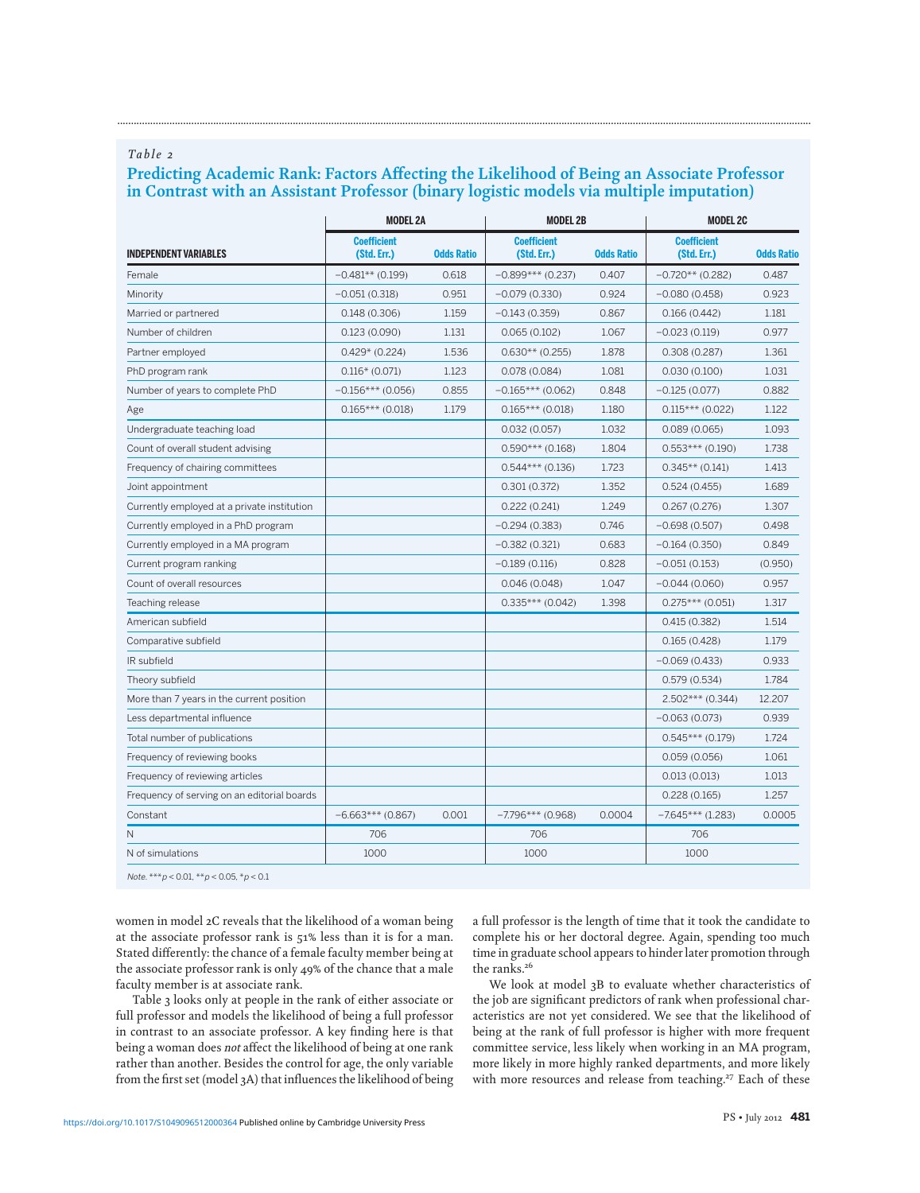*Table 2*

## Predicting Academic Rank: Factors Affecting the Likelihood of Being an Associate Professor in Contrast with an Assistant Professor (binary logistic models via multiple imputation)

| | MODEL 2A | | MODEL 2B | | MODEL 2C | |
|---|---|---|---|---|---|---|
| INDEPENDENT VARIABLES | Coefficient (Std. Err.) | Odds Ratio | Coefficient (Std. Err.) | Odds Ratio | Coefficient (Std. Err.) | Odds Ratio |
| Female | −0.481** (0.199) | 0.618 | −0.899*** (0.237) | 0.407 | −0.720** (0.282) | 0.487 |
| Minority | −0.051 (0.318) | 0.951 | −0.079 (0.330) | 0.924 | −0.080 (0.458) | 0.923 |
| Married or partnered | 0.148 (0.306) | 1.159 | −0.143 (0.359) | 0.867 | 0.166 (0.442) | 1.181 |
| Number of children | 0.123 (0.090) | 1.131 | 0.065 (0.102) | 1.067 | −0.023 (0.119) | 0.977 |
| Partner employed | 0.429* (0.224) | 1.536 | 0.630** (0.255) | 1.878 | 0.308 (0.287) | 1.361 |
| PhD program rank | 0.116* (0.071) | 1.123 | 0.078 (0.084) | 1.081 | 0.030 (0.100) | 1.031 |
| Number of years to complete PhD | −0.156*** (0.056) | 0.855 | −0.165*** (0.062) | 0.848 | −0.125 (0.077) | 0.882 |
| Age | 0.165*** (0.018) | 1.179 | 0.165*** (0.018) | 1.180 | 0.115*** (0.022) | 1.122 |
| Undergraduate teaching load | | | 0.032 (0.057) | 1.032 | 0.089 (0.065) | 1.093 |
| Count of overall student advising | | | 0.590*** (0.168) | 1.804 | 0.553*** (0.190) | 1.738 |
| Frequency of chairing committees | | | 0.544*** (0.136) | 1.723 | 0.345** (0.141) | 1.413 |
| Joint appointment | | | 0.301 (0.372) | 1.352 | 0.524 (0.455) | 1.689 |
| Currently employed at a private institution | | | 0.222 (0.241) | 1.249 | 0.267 (0.276) | 1.307 |
| Currently employed in a PhD program | | | −0.294 (0.383) | 0.746 | −0.698 (0.507) | 0.498 |
| Currently employed in a MA program | | | −0.382 (0.321) | 0.683 | −0.164 (0.350) | 0.849 |
| Current program ranking | | | −0.189 (0.116) | 0.828 | −0.051 (0.153) | (0.950) |
| Count of overall resources | | | 0.046 (0.048) | 1.047 | −0.044 (0.060) | 0.957 |
| Teaching release | | | 0.335*** (0.042) | 1.398 | 0.275*** (0.051) | 1.317 |
| American subfield | | | | | 0.415 (0.382) | 1.514 |
| Comparative subfield | | | | | 0.165 (0.428) | 1.179 |
| IR subfield | | | | | −0.069 (0.433) | 0.933 |
| Theory subfield | | | | | 0.579 (0.534) | 1.784 |
| More than 7 years in the current position | | | | | 2.502*** (0.344) | 12.207 |
| Less departmental influence | | | | | −0.063 (0.073) | 0.939 |
| Total number of publications | | | | | 0.545*** (0.179) | 1.724 |
| Frequency of reviewing books | | | | | 0.059 (0.056) | 1.061 |
| Frequency of reviewing articles | | | | | 0.013 (0.013) | 1.013 |
| Frequency of serving on an editorial boards | | | | | 0.228 (0.165) | 1.257 |
| Constant | −6.663*** (0.867) | 0.001 | −7.796*** (0.968) | 0.0004 | −7.645*** (1.283) | 0.0005 |
| N | 706 | | 706 | | 706 | |
| N of simulations | 1000 | | 1000 | | 1000 | |

*Note.* ***$p < 0.01$, **$p < 0.05$, *$p < 0.1$

women in model 2C reveals that the likelihood of a woman being at the associate professor rank is 51% less than it is for a man. Stated differently: the chance of a female faculty member being at the associate professor rank is only 49% of the chance that a male faculty member is at associate rank.

Table 3 looks only at people in the rank of either associate or full professor and models the likelihood of being a full professor in contrast to an associate professor. A key finding here is that being a woman does *not* affect the likelihood of being at one rank rather than another. Besides the control for age, the only variable from the first set (model 3A) that influences the likelihood of being a full professor is the length of time that it took the candidate to complete his or her doctoral degree. Again, spending too much time in graduate school appears to hinder later promotion through the ranks.[26]

We look at model 3B to evaluate whether characteristics of the job are significant predictors of rank when professional characteristics are not yet considered. We see that the likelihood of being at the rank of full professor is higher with more frequent committee service, less likely when working in an MA program, more likely in more highly ranked departments, and more likely with more resources and release from teaching.[27] Each of these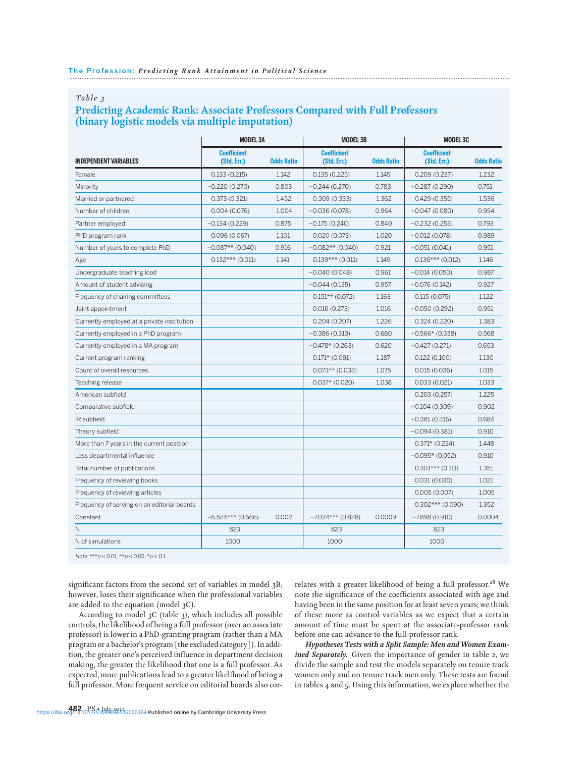*Table 3*

## Predicting Academic Rank: Associate Professors Compared with Full Professors (binary logistic models via multiple imputation)

| | MODEL 3A | | MODEL 3B | | MODEL 3C | |
|---|---|---|---|---|---|---|
| **INDEPENDENT VARIABLES** | **Coefficient (Std. Err.)** | **Odds Ratio** | **Coefficient (Std. Err.)** | **Odds Ratio** | **Coefficient (Std. Err.)** | **Odds Ratio** |
| Female | 0.133 (0.215) | 1.142 | 0.135 (0.225) | 1.145 | 0.209 (0.237) | 1.232 |
| Minority | −0.220 (0.270) | 0.803 | −0.244 (0.270) | 0.783 | −0.287 (0.290) | 0.751 |
| Married or partnered | 0.373 (0.321) | 1.452 | 0.309 (0.333) | 1.362 | 0.429 (0.355) | 1.536 |
| Number of children | 0.004 (0.076) | 1.004 | −0.036 (0.078) | 0.964 | −0.047 (0.080) | 0.954 |
| Partner employed | −0.134 (0.229) | 0.875 | −0.175 (0.240) | 0.840 | −0.232 (0.253) | 0.793 |
| PhD program rank | 0.096 (0.067) | 1.101 | 0.020 (0.073) | 1.020 | −0.012 (0.078) | 0.989 |
| Number of years to complete PhD | −0.087** (0.040) | 0.916 | −0.082** (0.040) | 0.921 | −0.051 (0.041) | 0.951 |
| Age | 0.132*** (0.011) | 1.141 | 0.139*** (0.011) | 1.149 | 0.136*** (0.012) | 1.146 |
| Undergraduate teaching load | | | −0.040 (0.048) | 0.961 | −0.014 (0.050) | 0.987 |
| Amount of student advising | | | −0.044 (0.135) | 0.957 | −0.076 (0.142) | 0.927 |
| Frequency of chairing committees | | | 0.151** (0.072) | 1.163 | 0.115 (0.075) | 1.122 |
| Joint appointment | | | 0.016 (0.273) | 1.016 | −0.050 (0.292) | 0.951 |
| Currently employed at a private institution | | | 0.204 (0.207) | 1.226 | 0.324 (0.220) | 1.383 |
| Currently employed in a PhD program | | | −0.386 (0.313) | 0.680 | −0.566* (0.338) | 0.568 |
| Currently employed in a MA program | | | −0.478* (0.263) | 0.620 | −0.427 (0.271) | 0.653 |
| Current program ranking | | | 0.171* (0.091) | 1.187 | 0.122 (0.100) | 1.130 |
| Count of overall resources | | | 0.073** (0.033) | 1.075 | 0.015 (0.036) | 1.015 |
| Teaching release | | | 0.037* (0.020) | 1.038 | 0.033 (0.021) | 1.033 |
| American subfield | | | | | 0.203 (0.257) | 1.225 |
| Comparative subfield | | | | | −0.104 (0.309) | 0.902 |
| IR subfield | | | | | −0.381 (0.316) | 0.684 |
| Theory subfield | | | | | −0.094 (0.381) | 0.910 |
| More than 7 years in the current position | | | | | 0.371* (0.224) | 1.448 |
| Less departmental influence | | | | | −0.095* (0.052) | 0.910 |
| Total number of publications | | | | | 0.301*** (0.111) | 1.351 |
| Frequency of reviewing books | | | | | 0.031 (0.030) | 1.031 |
| Frequency of reviewing articles | | | | | 0.005 (0.007) | 1.005 |
| Frequency of serving on an editorial boards | | | | | 0.302*** (0.090) | 1.352 |
| Constant | −6.524*** (0.666) | 0.002 | −7.034*** (0.828) | 0.0009 | −7.898 (0.910) | 0.0004 |
| N | 823 | | 823 | | 823 | |
| N of simulations | 1000 | | 1000 | | 1000 | |

*Note.* ***$p < 0.01$, **$p < 0.05$, *$p < 0.1$

significant factors from the second set of variables in model 3B, however, loses their significance when the professional variables are added to the equation (model 3C).

According to model 3C (table 3), which includes all possible controls, the likelihood of being a full professor (over an associate professor) is lower in a PhD-granting program (rather than a MA program or a bachelor's program [the excluded category]). In addition, the greater one's perceived influence in department decision making, the greater the likelihood that one is a full professor. As expected, more publications lead to a greater likelihood of being a full professor. More frequent service on editorial boards also correlates with a greater likelihood of being a full professor.[28] We note the significance of the coefficients associated with age and having been in the same position for at least seven years; we think of these more as control variables as we expect that a certain amount of time must be spent at the associate-professor rank before one can advance to the full-professor rank.

***Hypotheses Tests with a Split Sample: Men and Women Examined Separately.*** Given the importance of gender in table 2, we divide the sample and test the models separately on tenure track women only and on tenure track men only. These tests are found in tables 4 and 5. Using this information, we explore whether the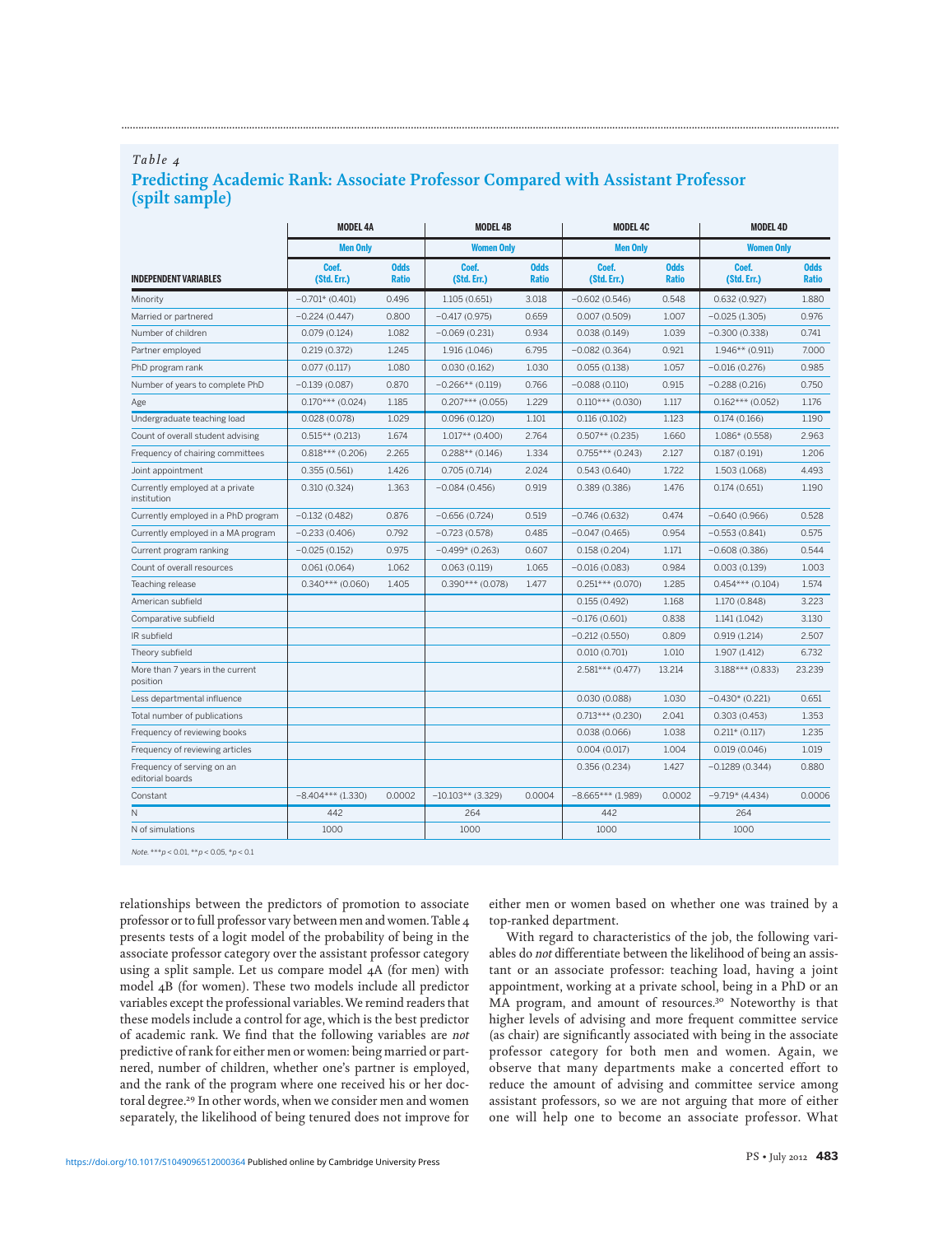*Table 4*

## Predicting Academic Rank: Associate Professor Compared with Assistant Professor (spilt sample)

| | MODEL 4A | | MODEL 4B | | MODEL 4C | | MODEL 4D | |
|---|---|---|---|---|---|---|---|---|
| | Men Only | | Women Only | | Men Only | | Women Only | |
| INDEPENDENT VARIABLES | Coef. (Std. Err.) | Odds Ratio | Coef. (Std. Err.) | Odds Ratio | Coef. (Std. Err.) | Odds Ratio | Coef. (Std. Err.) | Odds Ratio |
| Minority | −0.701* (0.401) | 0.496 | 1.105 (0.651) | 3.018 | −0.602 (0.546) | 0.548 | 0.632 (0.927) | 1.880 |
| Married or partnered | −0.224 (0.447) | 0.800 | −0.417 (0.975) | 0.659 | 0.007 (0.509) | 1.007 | −0.025 (1.305) | 0.976 |
| Number of children | 0.079 (0.124) | 1.082 | −0.069 (0.231) | 0.934 | 0.038 (0.149) | 1.039 | −0.300 (0.338) | 0.741 |
| Partner employed | 0.219 (0.372) | 1.245 | 1.916 (1.046) | 6.795 | −0.082 (0.364) | 0.921 | 1.946** (0.911) | 7.000 |
| PhD program rank | 0.077 (0.117) | 1.080 | 0.030 (0.162) | 1.030 | 0.055 (0.138) | 1.057 | −0.016 (0.276) | 0.985 |
| Number of years to complete PhD | −0.139 (0.087) | 0.870 | −0.266** (0.119) | 0.766 | −0.088 (0.110) | 0.915 | −0.288 (0.216) | 0.750 |
| Age | 0.170*** (0.024) | 1.185 | 0.207*** (0.055) | 1.229 | 0.110*** (0.030) | 1.117 | 0.162*** (0.052) | 1.176 |
| Undergraduate teaching load | 0.028 (0.078) | 1.029 | 0.096 (0.120) | 1.101 | 0.116 (0.102) | 1.123 | 0.174 (0.166) | 1.190 |
| Count of overall student advising | 0.515** (0.213) | 1.674 | 1.017** (0.400) | 2.764 | 0.507** (0.235) | 1.660 | 1.086* (0.558) | 2.963 |
| Frequency of chairing committees | 0.818*** (0.206) | 2.265 | 0.288** (0.146) | 1.334 | 0.755*** (0.243) | 2.127 | 0.187 (0.191) | 1.206 |
| Joint appointment | 0.355 (0.561) | 1.426 | 0.705 (0.714) | 2.024 | 0.543 (0.640) | 1.722 | 1.503 (1.068) | 4.493 |
| Currently employed at a private institution | 0.310 (0.324) | 1.363 | −0.084 (0.456) | 0.919 | 0.389 (0.386) | 1.476 | 0.174 (0.651) | 1.190 |
| Currently employed in a PhD program | −0.132 (0.482) | 0.876 | −0.656 (0.724) | 0.519 | −0.746 (0.632) | 0.474 | −0.640 (0.966) | 0.528 |
| Currently employed in a MA program | −0.233 (0.406) | 0.792 | −0.723 (0.578) | 0.485 | −0.047 (0.465) | 0.954 | −0.553 (0.841) | 0.575 |
| Current program ranking | −0.025 (0.152) | 0.975 | −0.499* (0.263) | 0.607 | 0.158 (0.204) | 1.171 | −0.608 (0.386) | 0.544 |
| Count of overall resources | 0.061 (0.064) | 1.062 | 0.063 (0.119) | 1.065 | −0.016 (0.083) | 0.984 | 0.003 (0.139) | 1.003 |
| Teaching release | 0.340*** (0.060) | 1.405 | 0.390*** (0.078) | 1.477 | 0.251*** (0.070) | 1.285 | 0.454*** (0.104) | 1.574 |
| American subfield | | | | | 0.155 (0.492) | 1.168 | 1.170 (0.848) | 3.223 |
| Comparative subfield | | | | | −0.176 (0.601) | 0.838 | 1.141 (1.042) | 3.130 |
| IR subfield | | | | | −0.212 (0.550) | 0.809 | 0.919 (1.214) | 2.507 |
| Theory subfield | | | | | 0.010 (0.701) | 1.010 | 1.907 (1.412) | 6.732 |
| More than 7 years in the current position | | | | | 2.581*** (0.477) | 13.214 | 3.188*** (0.833) | 23.239 |
| Less departmental influence | | | | | 0.030 (0.088) | 1.030 | −0.430* (0.221) | 0.651 |
| Total number of publications | | | | | 0.713*** (0.230) | 2.041 | 0.303 (0.453) | 1.353 |
| Frequency of reviewing books | | | | | 0.038 (0.066) | 1.038 | 0.211* (0.117) | 1.235 |
| Frequency of reviewing articles | | | | | 0.004 (0.017) | 1.004 | 0.019 (0.046) | 1.019 |
| Frequency of serving on an editorial boards | | | | | 0.356 (0.234) | 1.427 | −0.1289 (0.344) | 0.880 |
| Constant | −8.404*** (1.330) | 0.0002 | −10.103** (3.329) | 0.0004 | −8.665*** (1.989) | 0.0002 | −9.719* (4.434) | 0.0006 |
| N | 442 | | 264 | | 442 | | 264 | |
| N of simulations | 1000 | | 1000 | | 1000 | | 1000 | |

*Note.* ***$p < 0.01$, **$p < 0.05$, *$p < 0.1$

relationships between the predictors of promotion to associate professor or to full professor vary between men and women. Table 4 presents tests of a logit model of the probability of being in the associate professor category over the assistant professor category using a split sample. Let us compare model 4A (for men) with model 4B (for women). These two models include all predictor variables except the professional variables. We remind readers that these models include a control for age, which is the best predictor of academic rank. We find that the following variables are *not* predictive of rank for either men or women: being married or partnered, number of children, whether one's partner is employed, and the rank of the program where one received his or her doctoral degree.[29] In other words, when we consider men and women separately, the likelihood of being tenured does not improve for either men or women based on whether one was trained by a top-ranked department.

With regard to characteristics of the job, the following variables do *not* differentiate between the likelihood of being an assistant or an associate professor: teaching load, having a joint appointment, working at a private school, being in a PhD or an MA program, and amount of resources.[30] Noteworthy is that higher levels of advising and more frequent committee service (as chair) are significantly associated with being in the associate professor category for both men and women. Again, we observe that many departments make a concerted effort to reduce the amount of advising and committee service among assistant professors, so we are not arguing that more of either one will help one to become an associate professor. What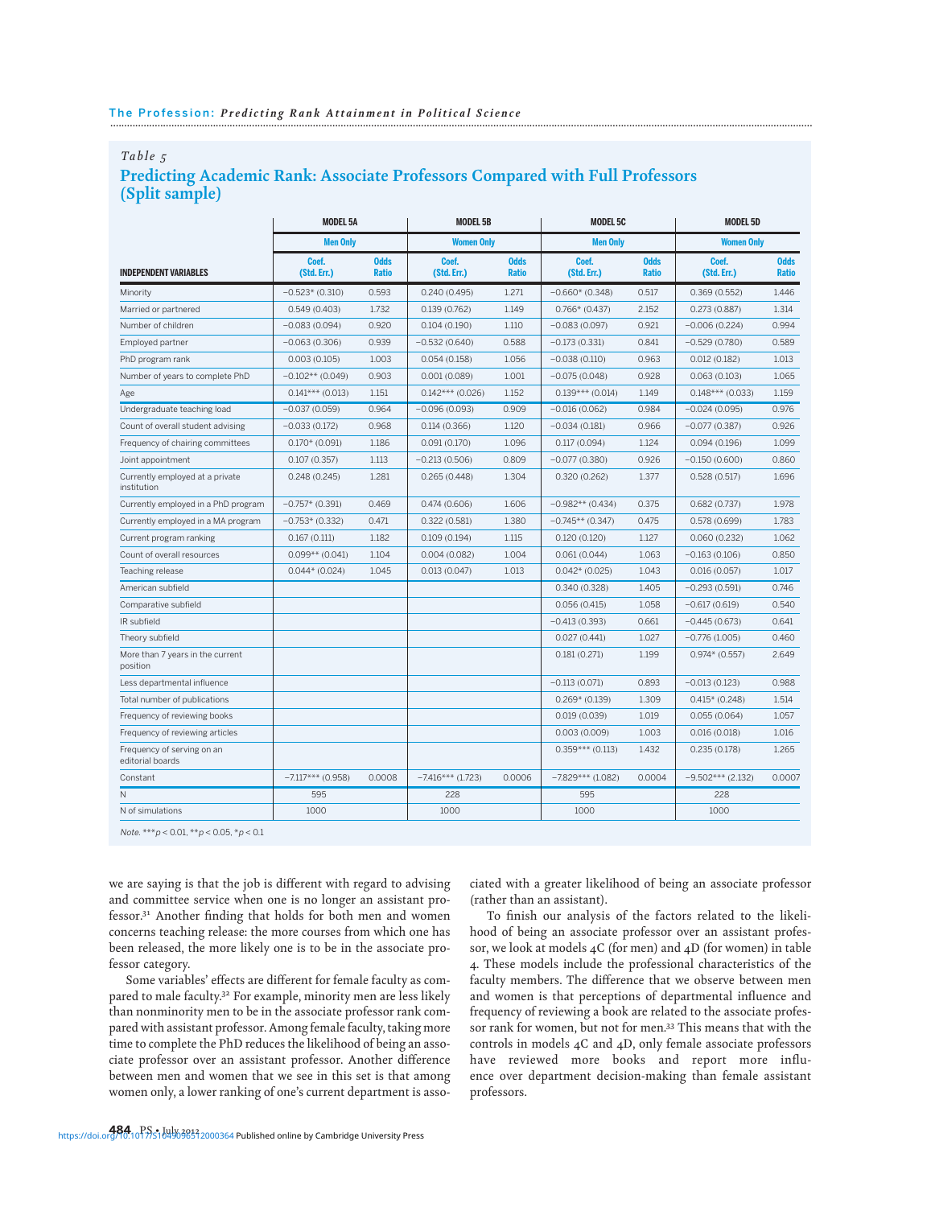*Table 5*

## Predicting Academic Rank: Associate Professors Compared with Full Professors (Split sample)

| | MODEL 5A | | MODEL 5B | | MODEL 5C | | MODEL 5D | |
|---|---|---|---|---|---|---|---|---|
| | Men Only | | Women Only | | Men Only | | Women Only | |
| INDEPENDENT VARIABLES | Coef. (Std. Err.) | Odds Ratio | Coef. (Std. Err.) | Odds Ratio | Coef. (Std. Err.) | Odds Ratio | Coef. (Std. Err.) | Odds Ratio |
| Minority | −0.523* (0.310) | 0.593 | 0.240 (0.495) | 1.271 | −0.660* (0.348) | 0.517 | 0.369 (0.552) | 1.446 |
| Married or partnered | 0.549 (0.403) | 1.732 | 0.139 (0.762) | 1.149 | 0.766* (0.437) | 2.152 | 0.273 (0.887) | 1.314 |
| Number of children | −0.083 (0.094) | 0.920 | 0.104 (0.190) | 1.110 | −0.083 (0.097) | 0.921 | −0.006 (0.224) | 0.994 |
| Employed partner | −0.063 (0.306) | 0.939 | −0.532 (0.640) | 0.588 | −0.173 (0.331) | 0.841 | −0.529 (0.780) | 0.589 |
| PhD program rank | 0.003 (0.105) | 1.003 | 0.054 (0.158) | 1.056 | −0.038 (0.110) | 0.963 | 0.012 (0.182) | 1.013 |
| Number of years to complete PhD | −0.102** (0.049) | 0.903 | 0.001 (0.089) | 1.001 | −0.075 (0.048) | 0.928 | 0.063 (0.103) | 1.065 |
| Age | 0.141*** (0.013) | 1.151 | 0.142*** (0.026) | 1.152 | 0.139*** (0.014) | 1.149 | 0.148*** (0.033) | 1.159 |
| Undergraduate teaching load | −0.037 (0.059) | 0.964 | −0.096 (0.093) | 0.909 | −0.016 (0.062) | 0.984 | −0.024 (0.095) | 0.976 |
| Count of overall student advising | −0.033 (0.172) | 0.968 | 0.114 (0.366) | 1.120 | −0.034 (0.181) | 0.966 | −0.077 (0.387) | 0.926 |
| Frequency of chairing committees | 0.170* (0.091) | 1.186 | 0.091 (0.170) | 1.096 | 0.117 (0.094) | 1.124 | 0.094 (0.196) | 1.099 |
| Joint appointment | 0.107 (0.357) | 1.113 | −0.213 (0.506) | 0.809 | −0.077 (0.380) | 0.926 | −0.150 (0.600) | 0.860 |
| Currently employed at a private institution | 0.248 (0.245) | 1.281 | 0.265 (0.448) | 1.304 | 0.320 (0.262) | 1.377 | 0.528 (0.517) | 1.696 |
| Currently employed in a PhD program | −0.757* (0.391) | 0.469 | 0.474 (0.606) | 1.606 | −0.982** (0.434) | 0.375 | 0.682 (0.737) | 1.978 |
| Currently employed in a MA program | −0.753* (0.332) | 0.471 | 0.322 (0.581) | 1.380 | −0.745** (0.347) | 0.475 | 0.578 (0.699) | 1.783 |
| Current program ranking | 0.167 (0.111) | 1.182 | 0.109 (0.194) | 1.115 | 0.120 (0.120) | 1.127 | 0.060 (0.232) | 1.062 |
| Count of overall resources | 0.099** (0.041) | 1.104 | 0.004 (0.082) | 1.004 | 0.061 (0.044) | 1.063 | −0.163 (0.106) | 0.850 |
| Teaching release | 0.044* (0.024) | 1.045 | 0.013 (0.047) | 1.013 | 0.042* (0.025) | 1.043 | 0.016 (0.057) | 1.017 |
| American subfield | | | | | 0.340 (0.328) | 1.405 | −0.293 (0.591) | 0.746 |
| Comparative subfield | | | | | 0.056 (0.415) | 1.058 | −0.617 (0.619) | 0.540 |
| IR subfield | | | | | −0.413 (0.393) | 0.661 | −0.445 (0.673) | 0.641 |
| Theory subfield | | | | | 0.027 (0.441) | 1.027 | −0.776 (1.005) | 0.460 |
| More than 7 years in the current position | | | | | 0.181 (0.271) | 1.199 | 0.974* (0.557) | 2.649 |
| Less departmental influence | | | | | −0.113 (0.071) | 0.893 | −0.013 (0.123) | 0.988 |
| Total number of publications | | | | | 0.269* (0.139) | 1.309 | 0.415* (0.248) | 1.514 |
| Frequency of reviewing books | | | | | 0.019 (0.039) | 1.019 | 0.055 (0.064) | 1.057 |
| Frequency of reviewing articles | | | | | 0.003 (0.009) | 1.003 | 0.016 (0.018) | 1.016 |
| Frequency of serving on an editorial boards | | | | | 0.359*** (0.113) | 1.432 | 0.235 (0.178) | 1.265 |
| Constant | −7.117*** (0.958) | 0.0008 | −7.416*** (1.723) | 0.0006 | −7.829*** (1.082) | 0.0004 | −9.502*** (2.132) | 0.0007 |
| N | 595 | | 228 | | 595 | | 228 | |
| N of simulations | 1000 | | 1000 | | 1000 | | 1000 | |

*Note.* ***$p < 0.01$, **$p < 0.05$, *$p < 0.1$

we are saying is that the job is different with regard to advising and committee service when one is no longer an assistant professor.[31] Another finding that holds for both men and women concerns teaching release: the more courses from which one has been released, the more likely one is to be in the associate professor category.

Some variables' effects are different for female faculty as compared to male faculty.[32] For example, minority men are less likely than nonminority men to be in the associate professor rank compared with assistant professor. Among female faculty, taking more time to complete the PhD reduces the likelihood of being an associate professor over an assistant professor. Another difference between men and women that we see in this set is that among women only, a lower ranking of one's current department is associated with a greater likelihood of being an associate professor (rather than an assistant).

To finish our analysis of the factors related to the likelihood of being an associate professor over an assistant professor, we look at models 4C (for men) and 4D (for women) in table 4. These models include the professional characteristics of the faculty members. The difference that we observe between men and women is that perceptions of departmental influence and frequency of reviewing a book are related to the associate professor rank for women, but not for men.[33] This means that with the controls in models 4C and 4D, only female associate professors have reviewed more books and report more influence over department decision-making than female assistant professors.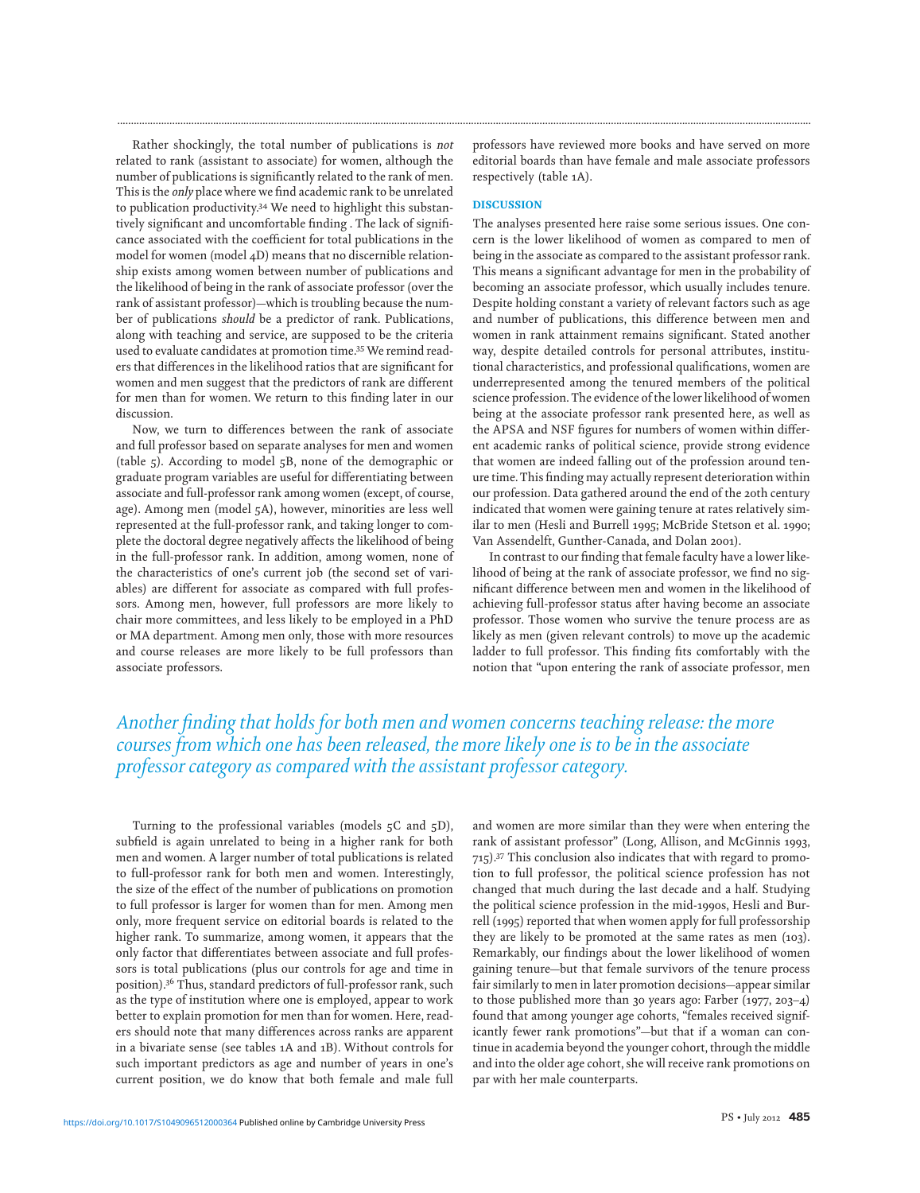Rather shockingly, the total number of publications is *not* related to rank (assistant to associate) for women, although the number of publications is significantly related to the rank of men. This is the *only* place where we find academic rank to be unrelated to publication productivity.[34] We need to highlight this substantively significant and uncomfortable finding . The lack of significance associated with the coefficient for total publications in the model for women (model 4D) means that no discernible relationship exists among women between number of publications and the likelihood of being in the rank of associate professor (over the rank of assistant professor)—which is troubling because the number of publications *should* be a predictor of rank. Publications, along with teaching and service, are supposed to be the criteria used to evaluate candidates at promotion time.[35] We remind readers that differences in the likelihood ratios that are significant for women and men suggest that the predictors of rank are different for men than for women. We return to this finding later in our discussion.

Now, we turn to differences between the rank of associate and full professor based on separate analyses for men and women (table 5). According to model 5B, none of the demographic or graduate program variables are useful for differentiating between associate and full-professor rank among women (except, of course, age). Among men (model 5A), however, minorities are less well represented at the full-professor rank, and taking longer to complete the doctoral degree negatively affects the likelihood of being in the full-professor rank. In addition, among women, none of the characteristics of one's current job (the second set of variables) are different for associate as compared with full professors. Among men, however, full professors are more likely to chair more committees, and less likely to be employed in a PhD or MA department. Among men only, those with more resources and course releases are more likely to be full professors than associate professors.

*Another finding that holds for both men and women concerns teaching release: the more courses from which one has been released, the more likely one is to be in the associate professor category as compared with the assistant professor category.*

Turning to the professional variables (models 5C and 5D), subfield is again unrelated to being in a higher rank for both men and women. A larger number of total publications is related to full-professor rank for both men and women. Interestingly, the size of the effect of the number of publications on promotion to full professor is larger for women than for men. Among men only, more frequent service on editorial boards is related to the higher rank. To summarize, among women, it appears that the only factor that differentiates between associate and full professors is total publications (plus our controls for age and time in position).[36] Thus, standard predictors of full-professor rank, such as the type of institution where one is employed, appear to work better to explain promotion for men than for women. Here, readers should note that many differences across ranks are apparent in a bivariate sense (see tables 1A and 1B). Without controls for such important predictors as age and number of years in one's current position, we do know that both female and male full professors have reviewed more books and have served on more editorial boards than have female and male associate professors respectively (table 1A).

## DISCUSSION

The analyses presented here raise some serious issues. One concern is the lower likelihood of women as compared to men of being in the associate as compared to the assistant professor rank. This means a significant advantage for men in the probability of becoming an associate professor, which usually includes tenure. Despite holding constant a variety of relevant factors such as age and number of publications, this difference between men and women in rank attainment remains significant. Stated another way, despite detailed controls for personal attributes, institutional characteristics, and professional qualifications, women are underrepresented among the tenured members of the political science profession. The evidence of the lower likelihood of women being at the associate professor rank presented here, as well as the APSA and NSF figures for numbers of women within different academic ranks of political science, provide strong evidence that women are indeed falling out of the profession around tenure time. This finding may actually represent deterioration within our profession. Data gathered around the end of the 20th century indicated that women were gaining tenure at rates relatively similar to men (Hesli and Burrell 1995; McBride Stetson et al. 1990; Van Assendelft, Gunther-Canada, and Dolan 2001).

In contrast to our finding that female faculty have a lower likelihood of being at the rank of associate professor, we find no significant difference between men and women in the likelihood of achieving full-professor status after having become an associate professor. Those women who survive the tenure process are as likely as men (given relevant controls) to move up the academic ladder to full professor. This finding fits comfortably with the notion that "upon entering the rank of associate professor, men and women are more similar than they were when entering the rank of assistant professor" (Long, Allison, and McGinnis 1993, 715).[37] This conclusion also indicates that with regard to promotion to full professor, the political science profession has not changed that much during the last decade and a half. Studying the political science profession in the mid-1990s, Hesli and Burrell (1995) reported that when women apply for full professorship they are likely to be promoted at the same rates as men (103). Remarkably, our findings about the lower likelihood of women gaining tenure—but that female survivors of the tenure process fair similarly to men in later promotion decisions—appear similar to those published more than 30 years ago: Farber (1977, 203–4) found that among younger age cohorts, "females received significantly fewer rank promotions"—but that if a woman can continue in academia beyond the younger cohort, through the middle and into the older age cohort, she will receive rank promotions on par with her male counterparts.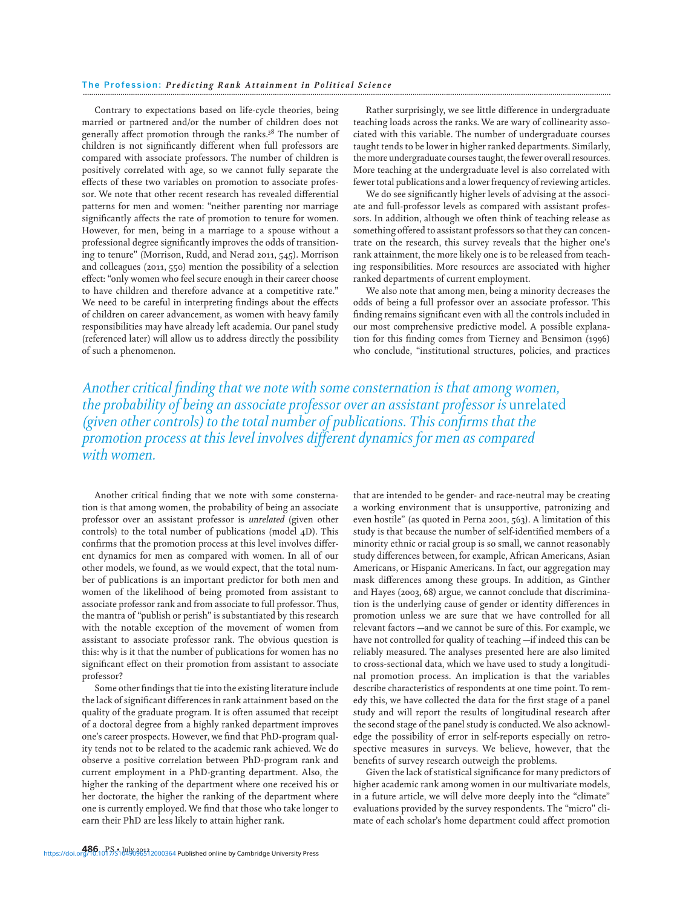Contrary to expectations based on life-cycle theories, being married or partnered and/or the number of children does not generally affect promotion through the ranks.[38] The number of children is not significantly different when full professors are compared with associate professors. The number of children is positively correlated with age, so we cannot fully separate the effects of these two variables on promotion to associate professor. We note that other recent research has revealed differential patterns for men and women: "neither parenting nor marriage significantly affects the rate of promotion to tenure for women. However, for men, being in a marriage to a spouse without a professional degree significantly improves the odds of transitioning to tenure" (Morrison, Rudd, and Nerad 2011, 545). Morrison and colleagues (2011, 550) mention the possibility of a selection effect: "only women who feel secure enough in their career choose to have children and therefore advance at a competitive rate." We need to be careful in interpreting findings about the effects of children on career advancement, as women with heavy family responsibilities may have already left academia. Our panel study (referenced later) will allow us to address directly the possibility of such a phenomenon.

Rather surprisingly, we see little difference in undergraduate teaching loads across the ranks. We are wary of collinearity associated with this variable. The number of undergraduate courses taught tends to be lower in higher ranked departments. Similarly, the more undergraduate courses taught, the fewer overall resources. More teaching at the undergraduate level is also correlated with fewer total publications and a lower frequency of reviewing articles.

We do see significantly higher levels of advising at the associate and full-professor levels as compared with assistant professors. In addition, although we often think of teaching release as something offered to assistant professors so that they can concentrate on the research, this survey reveals that the higher one's rank attainment, the more likely one is to be released from teaching responsibilities. More resources are associated with higher ranked departments of current employment.

We also note that among men, being a minority decreases the odds of being a full professor over an associate professor. This finding remains significant even with all the controls included in our most comprehensive predictive model. A possible explanation for this finding comes from Tierney and Bensimon (1996) who conclude, "institutional structures, policies, and practices that are intended to be gender- and race-neutral may be creating a working environment that is unsupportive, patronizing and even hostile" (as quoted in Perna 2001, 563). A limitation of this study is that because the number of self-identified members of a minority ethnic or racial group is so small, we cannot reasonably study differences between, for example, African Americans, Asian Americans, or Hispanic Americans. In fact, our aggregation may mask differences among these groups. In addition, as Ginther and Hayes (2003, 68) argue, we cannot conclude that discrimination is the underlying cause of gender or identity differences in promotion unless we are sure that we have controlled for all relevant factors—and we cannot be sure of this. For example, we have not controlled for quality of teaching—if indeed this can be reliably measured. The analyses presented here are also limited to cross-sectional data, which we have used to study a longitudinal promotion process. An implication is that the variables describe characteristics of respondents at one time point. To remedy this, we have collected the data for the first stage of a panel study and will report the results of longitudinal research after the second stage of the panel study is conducted. We also acknowledge the possibility of error in self-reports especially on retrospective measures in surveys. We believe, however, that the benefits of survey research outweigh the problems.

*Another critical finding that we note with some consternation is that among women, the probability of being an associate professor over an assistant professor is* unrelated *(given other controls) to the total number of publications. This confirms that the promotion process at this level involves different dynamics for men as compared with women.*

Another critical finding that we note with some consternation is that among women, the probability of being an associate professor over an assistant professor is *unrelated* (given other controls) to the total number of publications (model 4D). This confirms that the promotion process at this level involves different dynamics for men as compared with women. In all of our other models, we found, as we would expect, that the total number of publications is an important predictor for both men and women of the likelihood of being promoted from assistant to associate professor rank and from associate to full professor. Thus, the mantra of "publish or perish" is substantiated by this research with the notable exception of the movement of women from assistant to associate professor rank. The obvious question is this: why is it that the number of publications for women has no significant effect on their promotion from assistant to associate professor?

Some other findings that tie into the existing literature include the lack of significant differences in rank attainment based on the quality of the graduate program. It is often assumed that receipt of a doctoral degree from a highly ranked department improves one's career prospects. However, we find that PhD-program quality tends not to be related to the academic rank achieved. We do observe a positive correlation between PhD-program rank and current employment in a PhD-granting department. Also, the higher the ranking of the department where one received his or her doctorate, the higher the ranking of the department where one is currently employed. We find that those who take longer to earn their PhD are less likely to attain higher rank.

Given the lack of statistical significance for many predictors of higher academic rank among women in our multivariate models, in a future article, we will delve more deeply into the "climate" evaluations provided by the survey respondents. The "micro" climate of each scholar's home department could affect promotion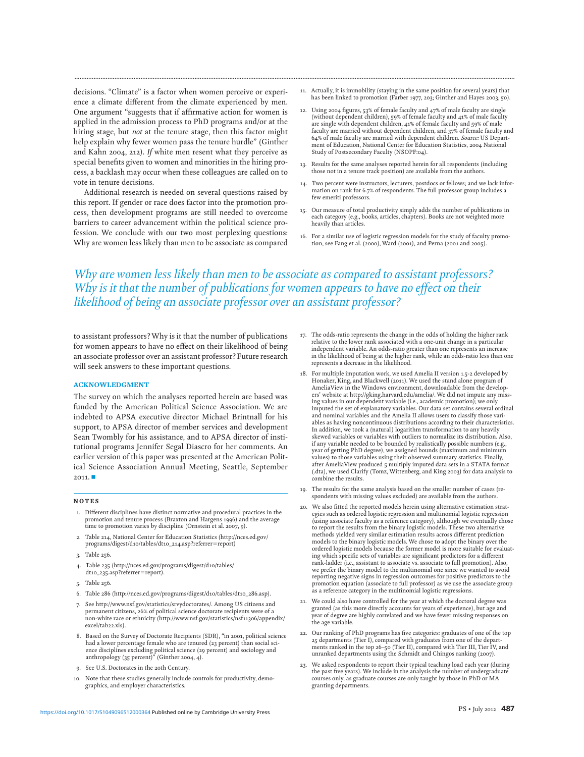decisions. "Climate" is a factor when women perceive or experience a climate different from the climate experienced by men. One argument "suggests that if affirmative action for women is applied in the admission process to PhD programs and/or at the hiring stage, but *not* at the tenure stage, then this factor might help explain why fewer women pass the tenure hurdle" (Ginther and Kahn 2004, 212). *If* white men resent what they perceive as special benefits given to women and minorities in the hiring process, a backlash may occur when these colleagues are called on to vote in tenure decisions.

Additional research is needed on several questions raised by this report. If gender or race does factor into the promotion process, then development programs are still needed to overcome barriers to career advancement within the political science profession. We conclude with our two most perplexing questions: Why are women less likely than men to be associate as compared to assistant professors? Why is it that the number of publications for women appears to have no effect on their likelihood of being an associate professor over an assistant professor? Future research will seek answers to these important questions.

*Why are women less likely than men to be associate as compared to assistant professors? Why is it that the number of publications for women appears to have no effect on their likelihood of being an associate professor over an assistant professor?*

## ACKNOWLEDGMENT

The survey on which the analyses reported herein are based was funded by the American Political Science Association. We are indebted to APSA executive director Michael Brintnall for his support, to APSA director of member services and development Sean Twombly for his assistance, and to APSA director of institutional programs Jennifer Segal Diascro for her comments. An earlier version of this paper was presented at the American Political Science Association Annual Meeting, Seattle, September 2011. ■

## NOTES

1. Different disciplines have distinct normative and procedural practices in the promotion and tenure process (Braxton and Hargens 1996) and the average time to promotion varies by discipline (Ornstein et al. 2007, 9).
2. Table 214, National Center for Education Statistics (http://nces.ed.gov/programs/digest/d10/tables/dt10_214.asp?referrer=report)
3. Table 256.
4. Table 235 (http://nces.ed.gov/programs/digest/d10/tables/dt10_235.asp?referrer=report).
5. Table 256.
6. Table 286 (http://nces.ed.gov/programs/digest/d10/tables/dt10_286.asp).
7. See http://www.nsf.gov/statistics/srvydoctorates/. Among US citizens and permanent citizens, 26% of political science doctorate recipients were of a non-white race or ethnicity (http://www.nsf.gov/statistics/nsf11306/appendix/excel/tab22.xls).
8. Based on the Survey of Doctorate Recipients (SDR), "in 2001, political science had a lower percentage female who are tenured (23 percent) than social science disciplines excluding political science (29 percent) and sociology and anthropology (35 percent)" (Ginther 2004, 4).
9. See U.S. Doctorates in the 20th Century.
10. Note that these studies generally include controls for productivity, demographics, and employer characteristics.
11. Actually, it is immobility (staying in the same position for several years) that has been linked to promotion (Farber 1977, 203; Ginther and Hayes 2003, 50).
12. Using 2004 figures, 53% of female faculty and 47% of male faculty are single (without dependent children), 59% of female faculty and 41% of male faculty are single with dependent children, 41% of female faculty and 59% of male faculty are married without dependent children, and 37% of female faculty and 64% of male faculty are married with dependent children. *Source:* US Department of Education, National Center for Education Statistics, 2004 National Study of Postsecondary Faculty (NSOPF:04).
13. Results for the same analyses reported herein for all respondents (including those not in a tenure track position) are available from the authors.
14. Two percent were instructors, lecturers, postdocs or fellows; and we lack information on rank for 6.7% of respondents. The full professor group includes a few emeriti professors.
15. Our measure of total productivity simply adds the number of publications in each category (e.g., books, articles, chapters). Books are not weighted more heavily than articles.
16. For a similar use of logistic regression models for the study of faculty promotion, see Fang et al. (2000), Ward (2001), and Perna (2001 and 2005).
17. The odds-ratio represents the change in the odds of holding the higher rank relative to the lower rank associated with a one-unit change in a particular independent variable. An odds-ratio greater than one represents an increase in the likelihood of being at the higher rank, while an odds-ratio less than one represents a decrease in the likelihood.
18. For multiple imputation work, we used Amelia II version 1.5-2 developed by Honaker, King, and Blackwell (2011). We used the stand alone program of AmeliaView in the Windows environment, downloadable from the developers' website at http://gking.harvard.edu/amelia/. We did not impute any missing values in our dependent variable (i.e., academic promotion); we only imputed the set of explanatory variables. Our data set contains several ordinal and nominal variables and the Amelia II allows users to classify those variables as having noncontinuous distributions according to their characteristics. In addition, we took a (natural) logarithm transformation to any heavily skewed variables or variables with outliers to normalize its distribution. Also, if any variable needed to be bounded by realistically possible numbers (e.g., year of getting PhD degree), we assigned bounds (maximum and minimum values) to those variables using their observed summary statistics. Finally, after AmeliaView produced 5 multiply imputed data sets in a STATA format (.dta), we used Clarify (Tomz, Wittenberg, and King 2003) for data analysis to combine the results.
19. The results for the same analysis based on the smaller number of cases (respondents with missing values excluded) are available from the authors.
20. We also fitted the reported models herein using alternative estimation strategies such as ordered logistic regression and multinomial logistic regression (using associate faculty as a reference category), although we eventually chose to report the results from the binary logistic models. These two alternative methods yielded very similar estimation results across different prediction models to the binary logistic models. We chose to adopt the binary over the ordered logistic models because the former model is more suitable for evaluating which specific sets of variables are significant predictors for a different rank-ladder (i.e., assistant to associate vs. associate to full promotion). Also, we prefer the binary model to the multinomial one since we wanted to avoid reporting negative signs in regression outcomes for positive predictors to the promotion equation (associate to full professor) as we use the associate group as a reference category in the multinomial logistic regressions.
21. We could also have controlled for the year at which the doctoral degree was granted (as this more directly accounts for years of experience), but age and year of degree are highly correlated and we have fewer missing responses on the age variable.
22. Our ranking of PhD programs has five categories: graduates of one of the top 25 departments (Tier I), compared with graduates from one of the departments ranked in the top 26–50 (Tier II), compared with Tier III, Tier IV, and unranked departments using the Schmidt and Chingos ranking (2007).
23. We asked respondents to report their typical teaching load each year (during the past five years). We include in the analysis the number of undergraduate courses only, as graduate courses are only taught by those in PhD or MA granting departments.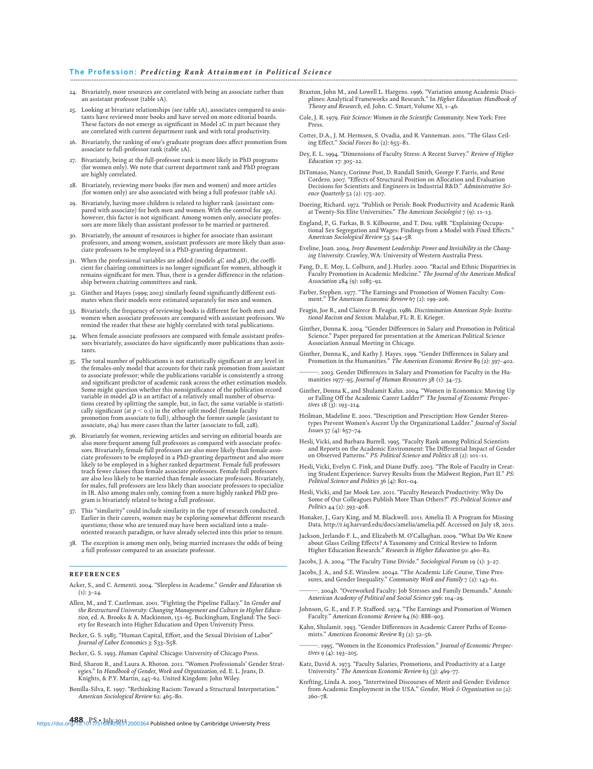24. Bivariately, more resources are correlated with being an associate rather than an assistant professor (table 1A).
25. Looking at bivariate relationships (see table 1A), associates compared to assistants have reviewed more books and have served on more editorial boards. These factors do not emerge as significant in Model 2C in part because they are correlated with current department rank and with total productivity.
26. Bivariately, the ranking of one's graduate program does affect promotion from associate to full-professor rank (table 1A).
27. Bivariately, being at the full-professor rank is more likely in PhD programs (for women only). We note that current department rank and PhD program are highly correlated.
28. Bivariately, reviewing more books (for men and women) and more articles (for women only) are also associated with being a full professor (table 1A).
29. Bivariately, having more children is related to higher rank (assistant compared with associate) for both men and women. With the control for age, however, this factor is not significant. Among women only, associate professors are more likely than assistant professor to be married or partnered.
30. Bivariately, the amount of resources is higher for associate than assistant professors, and among women, assistant professors are more likely than associate professors to be employed in a PhD-granting department.
31. When the professional variables are added (models 4C and 4D), the coefficient for chairing committees is no longer significant for women, although it remains significant for men. Thus, there is a gender difference in the relationship between chairing committees and rank.
32. Ginther and Hayes (1999; 2003) similarly found significantly different estimates when their models were estimated separately for men and women.
33. Bivariately, the frequency of reviewing books is different for both men and women when associate professors are compared with assistant professors. We remind the reader that these are highly correlated with total publications.
34. When female associate professors are compared with female assistant professors bivariately, associates do have significantly more publications than assistants.
35. The total number of publications is not statistically significant at any level in the females-only model that accounts for their rank promotion from assistant to associate professor; while the publications variable is consistently a strong and significant predictor of academic rank across the other estimation models. Some might question whether this nonsignificance of the publication record variable in model 4D is an artifact of a relatively small number of observations created by splitting the sample, but, in fact, the same variable is statistically significant (at $p < 0.1$) in the other split model (female faculty promotion from associate to full), although the former sample (assistant to associate, 264) has more cases than the latter (associate to full, 228).
36. Bivariately for women, reviewing articles and serving on editorial boards are also more frequent among full professors as compared with associate professors. Bivariately, female full professors are also more likely than female associate professors to be employed in a PhD-granting department and also more likely to be employed in a higher ranked department. Female full professors teach fewer classes than female associate professors. Female full professors are also less likely to be married than female associate professors. Bivariately, for males, full professors are less likely than associate professors to specialize in IR. Also among males only, coming from a more highly ranked PhD program is bivariately related to being a full professor.
37. This "similarity" could include similarity in the type of research conducted. Earlier in their careers, women may be exploring somewhat different research questions; those who are tenured may have been socialized into a male-oriented research paradigm, or have already selected into this prior to tenure.
38. The exception is among men only, being married increases the odds of being a full professor compared to an associate professor.

## REFERENCES

Acker, S., and C. Armenti. 2004. "Sleepless in Academe." *Gender and Education* 16 (1): 3–24.

Allen, M., and T. Castleman. 2001. "Fighting the Pipeline Fallacy." In *Gender and the Restructured University: Changing Management and Culture in Higher Education*, ed. A. Brooks & A. Mackinnon, 151–65. Buckingham, England: The Society for Research into Higher Education and Open University Press.

Becker, G. S. 1985. "Human Capital, Effort, and the Sexual Division of Labor" *Journal of Labor Economics* 3: S33–S58.

Becker, G. S. 1993. *Human Capital.* Chicago: University of Chicago Press.

Bird, Sharon R., and Laura A. Rhoton. 2011. "Women Professionals' Gender Strategies." In *Handbook of Gender, Work and Organization*, ed. E. L. Jeans, D. Knights, & P.Y. Martin, 245–62. United Kingdom: John Wiley.

Bonilla-Silva, E. 1997. "Rethinking Racism: Toward a Structural Interpretation." *American Sociological Review* 62: 465–80.

Braxton, John M., and Lowell L. Hargens. 1996. "Variation among Academic Disciplines: Analytical Frameworks and Research." In *Higher Education: Handbook of Theory and Research*, ed. John. C. Smart, Volume XI, 1–46.

Cole, J. R. 1979. *Fair Science: Women in the Scientific Community.* New York: Free Press.

Cotter, D.A., J. M. Hermsen, S. Ovadia, and R. Vanneman. 2001. "The Glass Ceiling Effect." *Social Forces* 80 (2): 655–81.

Dey, E. L. 1994. "Dimensions of Faculty Stress: A Recent Survey." *Review of Higher Education* 17: 305–22.

DiTomaso, Nancy, Corinne Post, D. Randall Smith, George F. Farris, and Rene Cordero. 2007. "Effects of Structural Position on Allocation and Evaluation Decisions for Scientists and Engineers in Industrial R&D." *Administrative Science Quarterly* 52 (2): 175–207.

Doering, Richard. 1972. "Publish or Perish: Book Productivity and Academic Rank at Twenty-Six Elite Universities." *The American Sociologist* 7 (9): 11–13.

England, P., G. Farkas, B. S. Kilbourne, and T. Dou. 1988. "Explaining Occupational Sex Segregation and Wages: Findings from a Model with Fixed Effects." *American Sociological Review* 53: 544–58.

Eveline, Joan. 2004. *Ivory Basement Leadership: Power and Invisibility in the Changing University.* Crawley, WA: University of Western Australia Press.

Fang, D., E. Moy, L. Colburn, and J. Hurley. 2000. "Racial and Ethnic Disparities in Faculty Promotion in Academic Medicine." *The Journal of the American Medical Association* 284 (9): 1085–92.

Farber, Stephen. 1977. "The Earnings and Promotion of Women Faculty: Comment." *The American Economic Review* 67 (2): 199–206.

Feagin, Joe R., and Clairece B. Feagin. 1986. *Discrimination American Style: Institutional Racism and Sexism.* Malabar, FL: R. E. Krieger.

Ginther, Donna K. 2004. "Gender Differences in Salary and Promotion in Political Science." Paper prepared for presentation at the American Political Science Association Annual Meeting in Chicago.

Ginther, Donna K., and Kathy J. Hayes. 1999. "Gender Differences in Salary and Promotion in the Humanities." *The American Economic Review* 89 (2): 397–402.

———. 2003. Gender Differences in Salary and Promotion for Faculty in the Humanities 1977–95. *Journal of Human Resources* 38 (1): 34–73.

Ginther, Donna K., and Shulamit Kahn. 2004. "Women in Economics: Moving Up or Falling Off the Academic Career Ladder?" *The Journal of Economic Perspectives* 18 (3): 193–214.

Heilman, Madeline E. 2001. "Description and Prescription: How Gender Stereotypes Prevent Women's Ascent Up the Organizational Ladder." *Journal of Social Issues* 57 (4): 657–74.

Hesli, Vicki, and Barbara Burrell. 1995. "Faculty Rank among Political Scientists and Reports on the Academic Environment: The Differential Impact of Gender on Observed Patterns." *PS: Political Science and Politics* 28 (2): 101–11.

Hesli, Vicki, Evelyn C. Fink, and Diane Duffy. 2003. "The Role of Faculty in Creating Student Experience: Survey Results from the Midwest Region, Part II." *PS: Political Science and Politics* 36 (4): 801–04.

Hesli, Vicki, and Jae Mook Lee. 2011. "Faculty Research Productivity: Why Do Some of Our Colleagues Publish More Than Others?" *PS: Political Science and Politics* 44 (2): 393–408.

Honaker, J., Gary King, and M. Blackwell. 2011. Amelia II: A Program for Missing Data. http://r.iq.harvard.edu/docs/amelia/amelia.pdf. Accessed on July 18, 2011.

Jackson, Jerlando F. L., and Elizabeth M. O'Callaghan. 2009. "What Do We Know about Glass Ceiling Effects? A Taxonomy and Critical Review to Inform Higher Education Research." *Research in Higher Education* 50: 460–82.

Jacobs, J. A. 2004. "The Faculty Time Divide." *Sociological Forum* 19 (1): 3–27.

Jacobs, J. A., and S.E. Winslow. 2004a. "The Academic Life Course, Time Pressures, and Gender Inequality." *Community Work and Family* 7 (2): 143–61.

———. 2004b. "Overworked Faculty: Job Stresses and Family Demands." *Annals: American Academy of Political and Social Science* 596: 104–29.

Johnson, G. E., and F. P. Stafford. 1974. "The Earnings and Promotion of Women Faculty." *American Economic Review* 64 (6): 888–903.

Kahn, Shulamit. 1993. "Gender Differences in Academic Career Paths of Economists." *American Economic Review* 83 (2): 52–56.

———. 1995. "Women in the Economics Profession." *Journal of Economic Perspectives* 9 (4): 193–205.

Katz, David A. 1973. "Faculty Salaries, Promotions, and Productivity at a Large University." *The American Economic Review* 63 (3): 469–77.

Krefting, Linda A. 2003. "Intertwined Discourses of Merit and Gender: Evidence from Academic Employment in the USA." *Gender, Work & Organization* 10 (2): 260–78.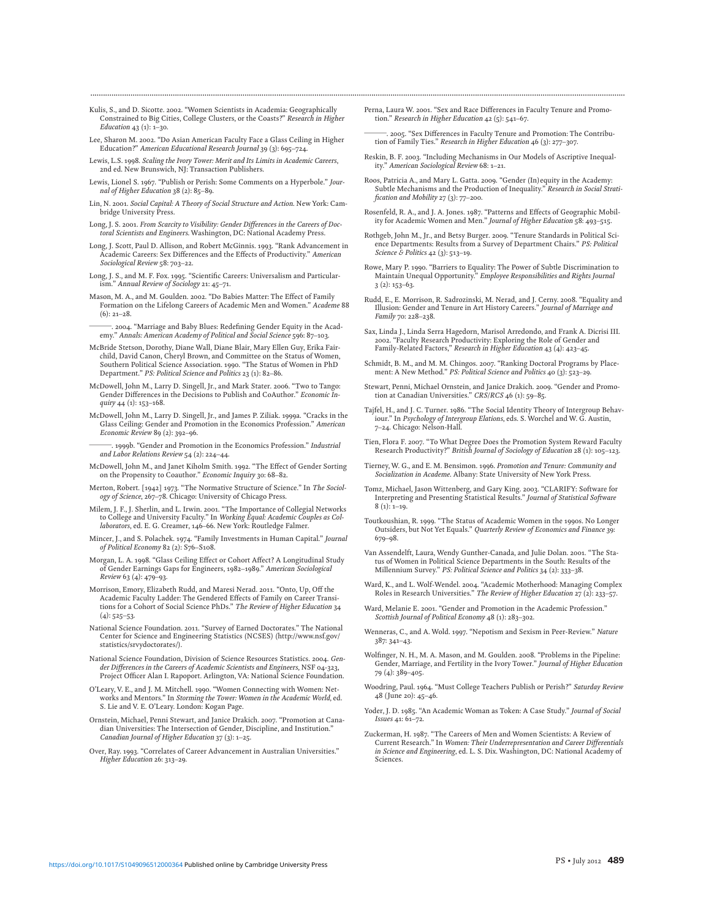Kulis, S., and D. Sicotte. 2002. "Women Scientists in Academia: Geographically Constrained to Big Cities, College Clusters, or the Coasts?" *Research in Higher Education* 43 (1): 1–30.

Lee, Sharon M. 2002. "Do Asian American Faculty Face a Glass Ceiling in Higher Education?" *American Educational Research Journal* 39 (3): 695–724.

Lewis, L.S. 1998. *Scaling the Ivory Tower: Merit and Its Limits in Academic Careers*, 2nd ed. New Brunswick, NJ: Transaction Publishers.

Lewis, Lionel S. 1967. "Publish or Perish: Some Comments on a Hyperbole." *Journal of Higher Education* 38 (2): 85–89.

Lin, N. 2001. *Social Capital: A Theory of Social Structure and Action*. New York: Cambridge University Press.

Long, J. S. 2001. *From Scarcity to Visibility: Gender Differences in the Careers of Doctoral Scientists and Engineers*. Washington, DC: National Academy Press.

Long, J. Scott, Paul D. Allison, and Robert McGinnis. 1993. "Rank Advancement in Academic Careers: Sex Differences and the Effects of Productivity." *American Sociological Review* 58: 703–22.

Long, J. S., and M. F. Fox. 1995. "Scientific Careers: Universalism and Particularism." *Annual Review of Sociology* 21: 45–71.

Mason, M. A., and M. Goulden. 2002. "Do Babies Matter: The Effect of Family Formation on the Lifelong Careers of Academic Men and Women." *Academe* 88 (6): 21–28.

———. 2004. "Marriage and Baby Blues: Redefining Gender Equity in the Academy." *Annals: American Academy of Political and Social Science* 596: 87–103.

McBride Stetson, Dorothy, Diane Wall, Diane Blair, Mary Ellen Guy, Erika Fairchild, David Canon, Cheryl Brown, and Committee on the Status of Women, Southern Political Science Association. 1990. "The Status of Women in PhD Department." *PS: Political Science and Politics* 23 (1): 82–86.

McDowell, John M., Larry D. Singell, Jr., and Mark Stater. 2006. "Two to Tango: Gender Differences in the Decisions to Publish and CoAuthor." *Economic Inquiry* 44 (1): 153–168.

McDowell, John M., Larry D. Singell, Jr., and James P. Ziliak. 1999a. "Cracks in the Glass Ceiling: Gender and Promotion in the Economics Profession." *American Economic Review* 89 (2): 392–96.

———. 1999b. "Gender and Promotion in the Economics Profession." *Industrial and Labor Relations Review* 54 (2): 224–44.

McDowell, John M., and Janet Kiholm Smith. 1992. "The Effect of Gender Sorting on the Propensity to Coauthor." *Economic Inquiry* 30: 68–82.

Merton, Robert. [1942] 1973. "The Normative Structure of Science." In *The Sociology of Science*, 267–78. Chicago: University of Chicago Press.

Milem, J. F., J. Sherlin, and L. Irwin. 2001. "The Importance of Collegial Networks to College and University Faculty." In *Working Equal: Academic Couples as Collaborators*, ed. E. G. Creamer, 146–66. New York: Routledge Falmer.

Mincer, J., and S. Polachek. 1974. "Family Investments in Human Capital." *Journal of Political Economy* 82 (2): S76–S108.

Morgan, L. A. 1998. "Glass Ceiling Effect or Cohort Affect? A Longitudinal Study of Gender Earnings Gaps for Engineers, 1982–1989." *American Sociological Review* 63 (4): 479–93.

Morrison, Emory, Elizabeth Rudd, and Maresi Nerad. 2011. "Onto, Up, Off the Academic Faculty Ladder: The Gendered Effects of Family on Career Transitions for a Cohort of Social Science PhDs." *The Review of Higher Education* 34 (4): 525–53.

National Science Foundation. 2011. "Survey of Earned Doctorates." The National Center for Science and Engineering Statistics (NCSES) (http://www.nsf.gov/statistics/srvydoctorates/).

National Science Foundation, Division of Science Resources Statistics. 2004. *Gender Differences in the Careers of Academic Scientists and Engineers*, NSF 04-323, Project Officer Alan I. Rapoport. Arlington, VA: National Science Foundation.

O'Leary, V. E., and J. M. Mitchell. 1990. "Women Connecting with Women: Networks and Mentors." In *Storming the Tower: Women in the Academic World*, ed. S. Lie and V. E. O'Leary. London: Kogan Page.

Ornstein, Michael, Penni Stewart, and Janice Drakich. 2007. "Promotion at Canadian Universities: The Intersection of Gender, Discipline, and Institution." *Canadian Journal of Higher Education* 37 (3): 1–25.

Over, Ray. 1993. "Correlates of Career Advancement in Australian Universities." *Higher Education* 26: 313–29.

Perna, Laura W. 2001. "Sex and Race Differences in Faculty Tenure and Promotion." *Research in Higher Education* 42 (5): 541–67.

———. 2005. "Sex Differences in Faculty Tenure and Promotion: The Contribution of Family Ties." *Research in Higher Education* 46 (3): 277–307.

Reskin, B. F. 2003. "Including Mechanisms in Our Models of Ascriptive Inequality." *American Sociological Review* 68: 1–21.

Roos, Patricia A., and Mary L. Gatta. 2009. "Gender (In)equity in the Academy: Subtle Mechanisms and the Production of Inequality." *Research in Social Stratification and Mobility* 27 (3): 77–200.

Rosenfeld, R. A., and J. A. Jones. 1987. "Patterns and Effects of Geographic Mobility for Academic Women and Men." *Journal of Higher Education* 58: 493–515.

Rothgeb, John M., Jr., and Betsy Burger. 2009. "Tenure Standards in Political Science Departments: Results from a Survey of Department Chairs." *PS: Political Science & Politics* 42 (3): 513–19.

Rowe, Mary P. 1990. "Barriers to Equality: The Power of Subtle Discrimination to Maintain Unequal Opportunity." *Employee Responsibilities and Rights Journal* 3 (2): 153–63.

Rudd, E., E. Morrison, R. Sadrozinski, M. Nerad, and J. Cerny. 2008. "Equality and Illusion: Gender and Tenure in Art History Careers." *Journal of Marriage and Family* 70: 228–238.

Sax, Linda J., Linda Serra Hagedorn, Marisol Arredondo, and Frank A. Dicrisi III. 2002. "Faculty Research Productivity: Exploring the Role of Gender and Family-Related Factors," *Research in Higher Education* 43 (4): 423–45.

Schmidt, B. M., and M. M. Chingos. 2007. "Ranking Doctoral Programs by Placement: A New Method." *PS: Political Science and Politics* 40 (3): 523–29.

Stewart, Penni, Michael Ornstein, and Janice Drakich. 2009. "Gender and Promotion at Canadian Universities." *CRS/RCS* 46 (1): 59–85.

Tajfel, H., and J. C. Turner. 1986. "The Social Identity Theory of Intergroup Behaviour." In *Psychology of Intergroup Elations*, eds. S. Worchel and W. G. Austin, 7–24. Chicago: Nelson-Hall.

Tien, Flora F. 2007. "To What Degree Does the Promotion System Reward Faculty Research Productivity?" *British Journal of Sociology of Education* 28 (1): 105–123.

Tierney, W. G., and E. M. Bensimon. 1996. *Promotion and Tenure: Community and Socialization in Academe*. Albany: State University of New York Press.

Tomz, Michael, Jason Wittenberg, and Gary King. 2003. "CLARIFY: Software for Interpreting and Presenting Statistical Results." *Journal of Statistical Software* 8 (1): 1–19.

Toutkoushian, R. 1999. "The Status of Academic Women in the 1990s. No Longer Outsiders, but Not Yet Equals." *Quarterly Review of Economics and Finance* 39: 679–98.

Van Assendelft, Laura, Wendy Gunther-Canada, and Julie Dolan. 2001. "The Status of Women in Political Science Departments in the South: Results of the Millennium Survey." *PS: Political Science and Politics* 34 (2): 333–38.

Ward, K., and L. Wolf-Wendel. 2004. "Academic Motherhood: Managing Complex Roles in Research Universities." *The Review of Higher Education* 27 (2): 233–57.

Ward, Melanie E. 2001. "Gender and Promotion in the Academic Profession." *Scottish Journal of Political Economy* 48 (1): 283–302.

Wenneras, C., and A. Wold. 1997. "Nepotism and Sexism in Peer-Review." *Nature* 387: 341–43.

Wolfinger, N. H., M. A. Mason, and M. Goulden. 2008. "Problems in the Pipeline: Gender, Marriage, and Fertility in the Ivory Tower." *Journal of Higher Education* 79 (4): 389–405.

Woodring, Paul. 1964. "Must College Teachers Publish or Perish?" *Saturday Review* 48 (June 20): 45–46.

Yoder, J. D. 1985. "An Academic Woman as Token: A Case Study." *Journal of Social Issues* 41: 61–72.

Zuckerman, H. 1987. "The Careers of Men and Women Scientists: A Review of Current Research." In *Women: Their Underrepresentation and Career Differentials in Science and Engineering*, ed. L. S. Dix. Washington, DC: National Academy of Sciences.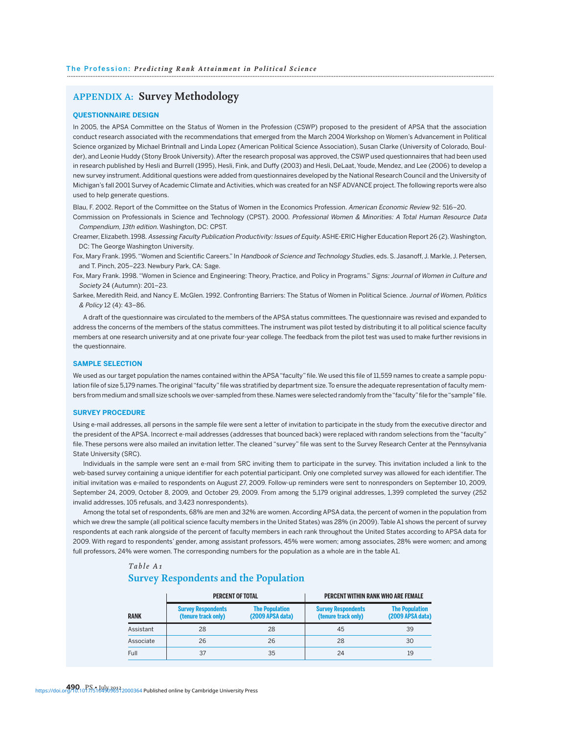## APPENDIX A: Survey Methodology

### QUESTIONNAIRE DESIGN

In 2005, the APSA Committee on the Status of Women in the Profession (CSWP) proposed to the president of APSA that the association conduct research associated with the recommendations that emerged from the March 2004 Workshop on Women's Advancement in Political Science organized by Michael Brintnall and Linda Lopez (American Political Science Association), Susan Clarke (University of Colorado, Boulder), and Leonie Huddy (Stony Brook University). After the research proposal was approved, the CSWP used questionnaires that had been used in research published by Hesli and Burrell (1995), Hesli, Fink, and Duffy (2003) and Hesli, DeLaat, Youde, Mendez, and Lee (2006) to develop a new survey instrument. Additional questions were added from questionnaires developed by the National Research Council and the University of Michigan's fall 2001 Survey of Academic Climate and Activities, which was created for an NSF ADVANCE project. The following reports were also used to help generate questions.

Blau, F. 2002. Report of the Committee on the Status of Women in the Economics Profession. *American Economic Review* 92: 516–20.

Commission on Professionals in Science and Technology (CPST). 2000. *Professional Women & Minorities: A Total Human Resource Data Compendium, 13th edition.* Washington, DC: CPST.

Creamer, Elizabeth. 1998. *Assessing Faculty Publication Productivity: Issues of Equity.* ASHE-ERIC Higher Education Report 26 (2). Washington, DC: The George Washington University.

Fox, Mary Frank. 1995. "Women and Scientific Careers." In *Handbook of Science and Technology Studies*, eds. S. Jasanoff, J. Markle, J. Petersen, and T. Pinch, 205–223. Newbury Park, CA: Sage.

Fox, Mary Frank. 1998. "Women in Science and Engineering: Theory, Practice, and Policy in Programs." *Signs: Journal of Women in Culture and Society* 24 (Autumn): 201–23.

Sarkee, Meredith Reid, and Nancy E. McGlen. 1992. Confronting Barriers: The Status of Women in Political Science. *Journal of Women, Politics & Policy* 12 (4): 43–86.

A draft of the questionnaire was circulated to the members of the APSA status committees. The questionnaire was revised and expanded to address the concerns of the members of the status committees. The instrument was pilot tested by distributing it to all political science faculty members at one research university and at one private four-year college. The feedback from the pilot test was used to make further revisions in the questionnaire.

### SAMPLE SELECTION

We used as our target population the names contained within the APSA "faculty" file. We used this file of 11,559 names to create a sample population file of size 5,179 names. The original "faculty" file was stratified by department size. To ensure the adequate representation of faculty members from medium and small size schools we over-sampled from these. Names were selected randomly from the "faculty" file for the "sample" file.

### SURVEY PROCEDURE

Using e-mail addresses, all persons in the sample file were sent a letter of invitation to participate in the study from the executive director and the president of the APSA. Incorrect e-mail addresses (addresses that bounced back) were replaced with random selections from the "faculty" file. These persons were also mailed an invitation letter. The cleaned "survey" file was sent to the Survey Research Center at the Pennsylvania State University (SRC).

Individuals in the sample were sent an e-mail from SRC inviting them to participate in the survey. This invitation included a link to the web-based survey containing a unique identifier for each potential participant. Only one completed survey was allowed for each identifier. The initial invitation was e-mailed to respondents on August 27, 2009. Follow-up reminders were sent to nonresponders on September 10, 2009, September 24, 2009, October 8, 2009, and October 29, 2009. From among the 5,179 original addresses, 1,399 completed the survey (252 invalid addresses, 105 refusals, and 3,423 nonrespondents).

Among the total set of respondents, 68% are men and 32% are women. According APSA data, the percent of women in the population from which we drew the sample (all political science faculty members in the United States) was 28% (in 2009). Table A1 shows the percent of survey respondents at each rank alongside of the percent of faculty members in each rank throughout the United States according to APSA data for 2009. With regard to respondents' gender, among assistant professors, 45% were women; among associates, 28% were women; and among full professors, 24% were women. The corresponding numbers for the population as a whole are in the table A1.

*Table A1*
**Survey Respondents and the Population**

| | PERCENT OF TOTAL | | PERCENT WITHIN RANK WHO ARE FEMALE | |
|---|---|---|---|---|
| RANK | Survey Respondents (tenure track only) | The Population (2009 APSA data) | Survey Respondents (tenure track only) | The Population (2009 APSA data) |
| Assistant | 28 | 28 | 45 | 39 |
| Associate | 26 | 26 | 28 | 30 |
| Full | 37 | 35 | 24 | 19 |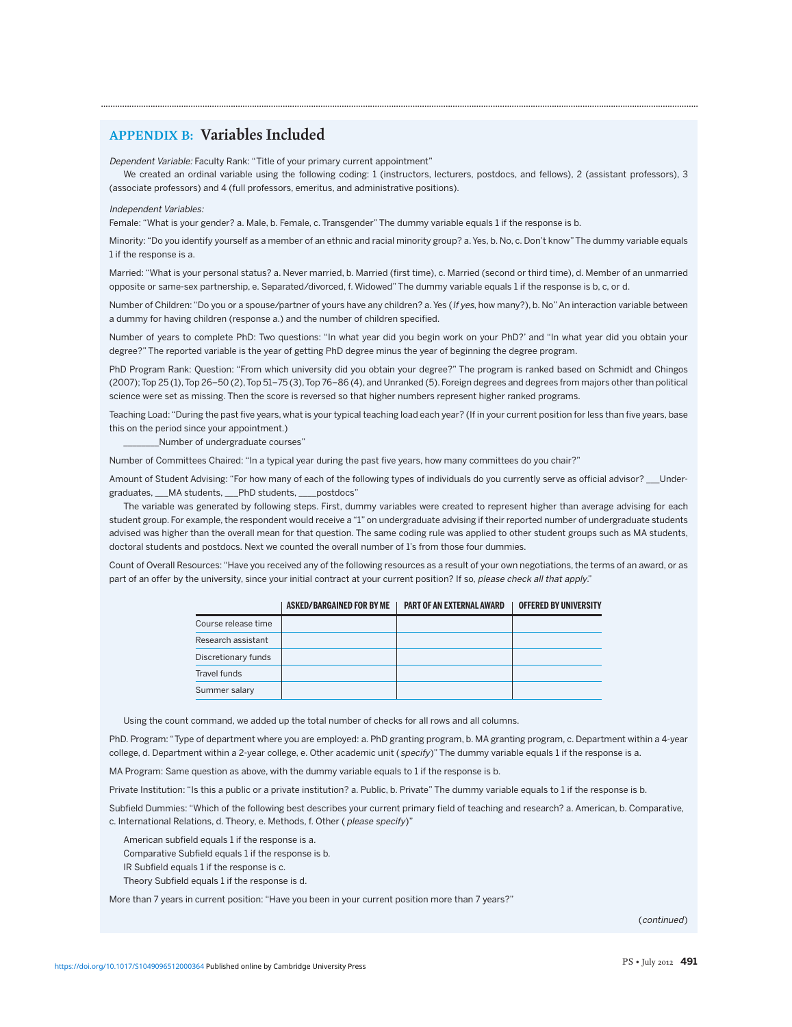## APPENDIX B: Variables Included

*Dependent Variable:* Faculty Rank: "Title of your primary current appointment"

We created an ordinal variable using the following coding: 1 (instructors, lecturers, postdocs, and fellows), 2 (assistant professors), 3 (associate professors) and 4 (full professors, emeritus, and administrative positions).

*Independent Variables:*

Female: "What is your gender? a. Male, b. Female, c. Transgender" The dummy variable equals 1 if the response is b.

Minority: "Do you identify yourself as a member of an ethnic and racial minority group? a. Yes, b. No, c. Don't know" The dummy variable equals 1 if the response is a.

Married: "What is your personal status? a. Never married, b. Married (first time), c. Married (second or third time), d. Member of an unmarried opposite or same-sex partnership, e. Separated/divorced, f. Widowed" The dummy variable equals 1 if the response is b, c, or d.

Number of Children: "Do you or a spouse/partner of yours have any children? a. Yes (*If yes*, how many?), b. No" An interaction variable between a dummy for having children (response a.) and the number of children specified.

Number of years to complete PhD: Two questions: "In what year did you begin work on your PhD?' and "In what year did you obtain your degree?" The reported variable is the year of getting PhD degree minus the year of beginning the degree program.

PhD Program Rank: Question: "From which university did you obtain your degree?" The program is ranked based on Schmidt and Chingos (2007); Top 25 (1), Top 26–50 (2), Top 51–75 (3), Top 76–86 (4), and Unranked (5). Foreign degrees and degrees from majors other than political science were set as missing. Then the score is reversed so that higher numbers represent higher ranked programs.

Teaching Load: "During the past five years, what is your typical teaching load each year? (If in your current position for less than five years, base this on the period since your appointment.)

_______Number of undergraduate courses"

Number of Committees Chaired: "In a typical year during the past five years, how many committees do you chair?"

Amount of Student Advising: "For how many of each of the following types of individuals do you currently serve as official advisor? ___Undergraduates, ___MA students, ___PhD students, ____postdocs"

The variable was generated by following steps. First, dummy variables were created to represent higher than average advising for each student group. For example, the respondent would receive a "1" on undergraduate advising if their reported number of undergraduate students advised was higher than the overall mean for that question. The same coding rule was applied to other student groups such as MA students, doctoral students and postdocs. Next we counted the overall number of 1's from those four dummies.

Count of Overall Resources: "Have you received any of the following resources as a result of your own negotiations, the terms of an award, or as part of an offer by the university, since your initial contract at your current position? If so, *please check all that apply*."

| | ASKED/BARGAINED FOR BY ME | PART OF AN EXTERNAL AWARD | OFFERED BY UNIVERSITY |
|---|---|---|---|
| Course release time | | | |
| Research assistant | | | |
| Discretionary funds | | | |
| Travel funds | | | |
| Summer salary | | | |

Using the count command, we added up the total number of checks for all rows and all columns.

PhD. Program: "Type of department where you are employed: a. PhD granting program, b. MA granting program, c. Department within a 4-year college, d. Department within a 2-year college, e. Other academic unit (*specify*)" The dummy variable equals 1 if the response is a.

MA Program: Same question as above, with the dummy variable equals to 1 if the response is b.

Private Institution: "Is this a public or a private institution? a. Public, b. Private" The dummy variable equals to 1 if the response is b.

Subfield Dummies: "Which of the following best describes your current primary field of teaching and research? a. American, b. Comparative, c. International Relations, d. Theory, e. Methods, f. Other (*please specify*)"

American subfield equals 1 if the response is a.
Comparative Subfield equals 1 if the response is b.
IR Subfield equals 1 if the response is c.
Theory Subfield equals 1 if the response is d.

More than 7 years in current position: "Have you been in your current position more than 7 years?"

(*continued*)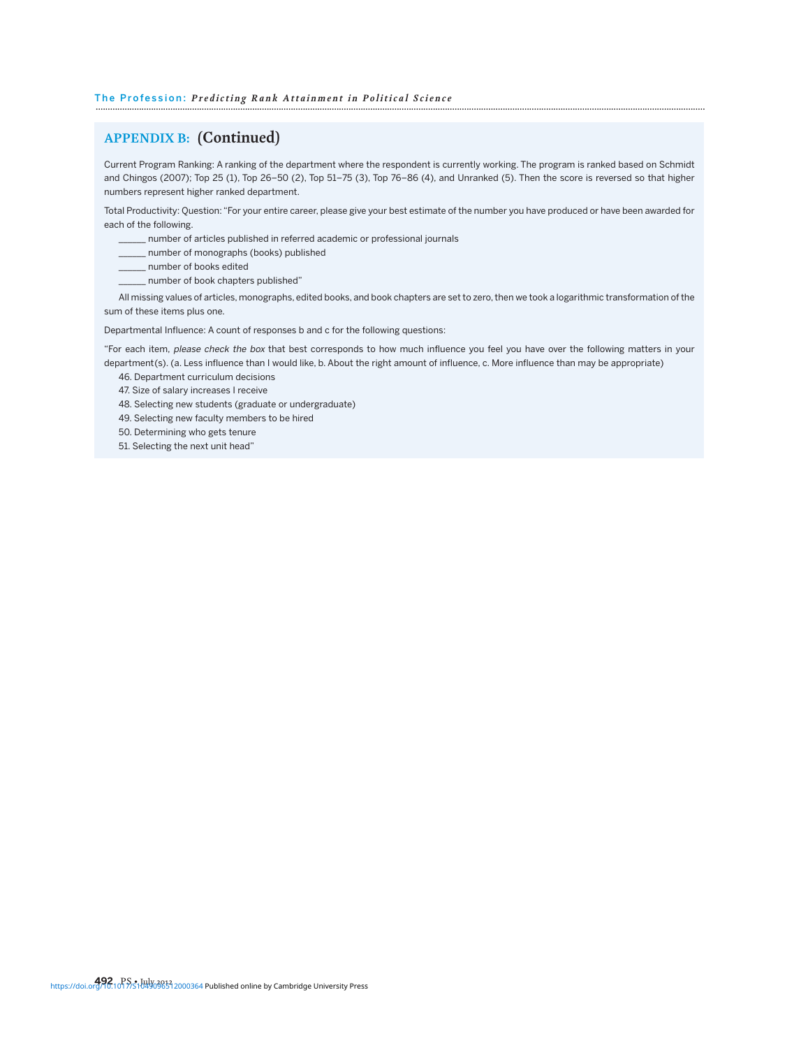## APPENDIX B: (Continued)

Current Program Ranking: A ranking of the department where the respondent is currently working. The program is ranked based on Schmidt and Chingos (2007); Top 25 (1), Top 26–50 (2), Top 51–75 (3), Top 76–86 (4), and Unranked (5). Then the score is reversed so that higher numbers represent higher ranked department.

Total Productivity: Question: "For your entire career, please give your best estimate of the number you have produced or have been awarded for each of the following.

______ number of articles published in referred academic or professional journals

______ number of monographs (books) published

______ number of books edited

______ number of book chapters published"

All missing values of articles, monographs, edited books, and book chapters are set to zero, then we took a logarithmic transformation of the sum of these items plus one.

Departmental Influence: A count of responses b and c for the following questions:

"For each item, *please check the box* that best corresponds to how much influence you feel you have over the following matters in your department(s). (a. Less influence than I would like, b. About the right amount of influence, c. More influence than may be appropriate)

46. Department curriculum decisions
47. Size of salary increases I receive
48. Selecting new students (graduate or undergraduate)
49. Selecting new faculty members to be hired
50. Determining who gets tenure
51. Selecting the next unit head"